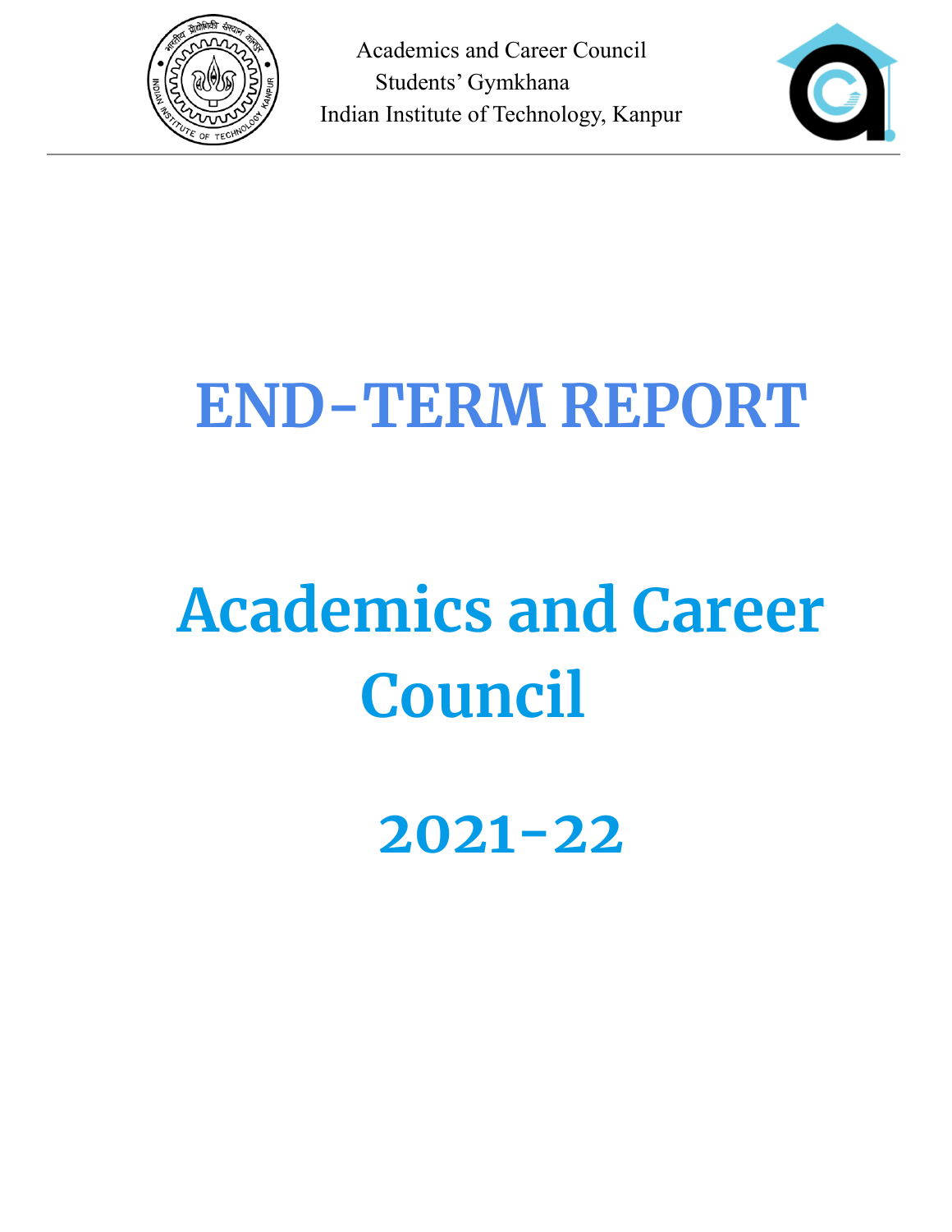Academics and Career Council
Students' Gymkhana
Indian Institute of Technology, Kanpur

# END-TERM REPORT

# Academics and Career Council

# 2021-22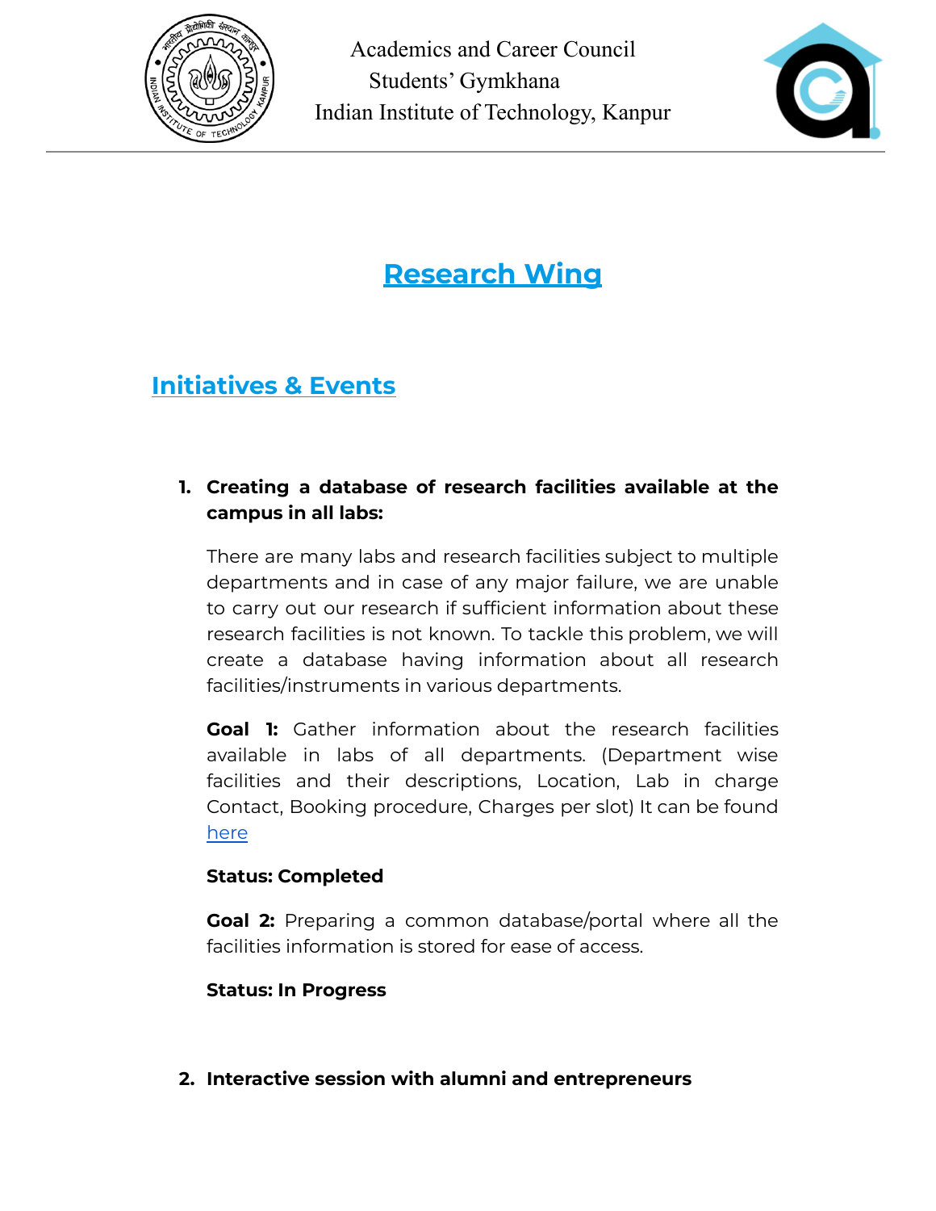# Research Wing

## Initiatives & Events

1. **Creating a database of research facilities available at the campus in all labs:**

   There are many labs and research facilities subject to multiple departments and in case of any major failure, we are unable to carry out our research if sufficient information about these research facilities is not known. To tackle this problem, we will create a database having information about all research facilities/instruments in various departments.

   **Goal 1:** Gather information about the research facilities available in labs of all departments. (Department wise facilities and their descriptions, Location, Lab in charge Contact, Booking procedure, Charges per slot) It can be found here

   **Status: Completed**

   **Goal 2:** Preparing a common database/portal where all the facilities information is stored for ease of access.

   **Status: In Progress**

2. **Interactive session with alumni and entrepreneurs**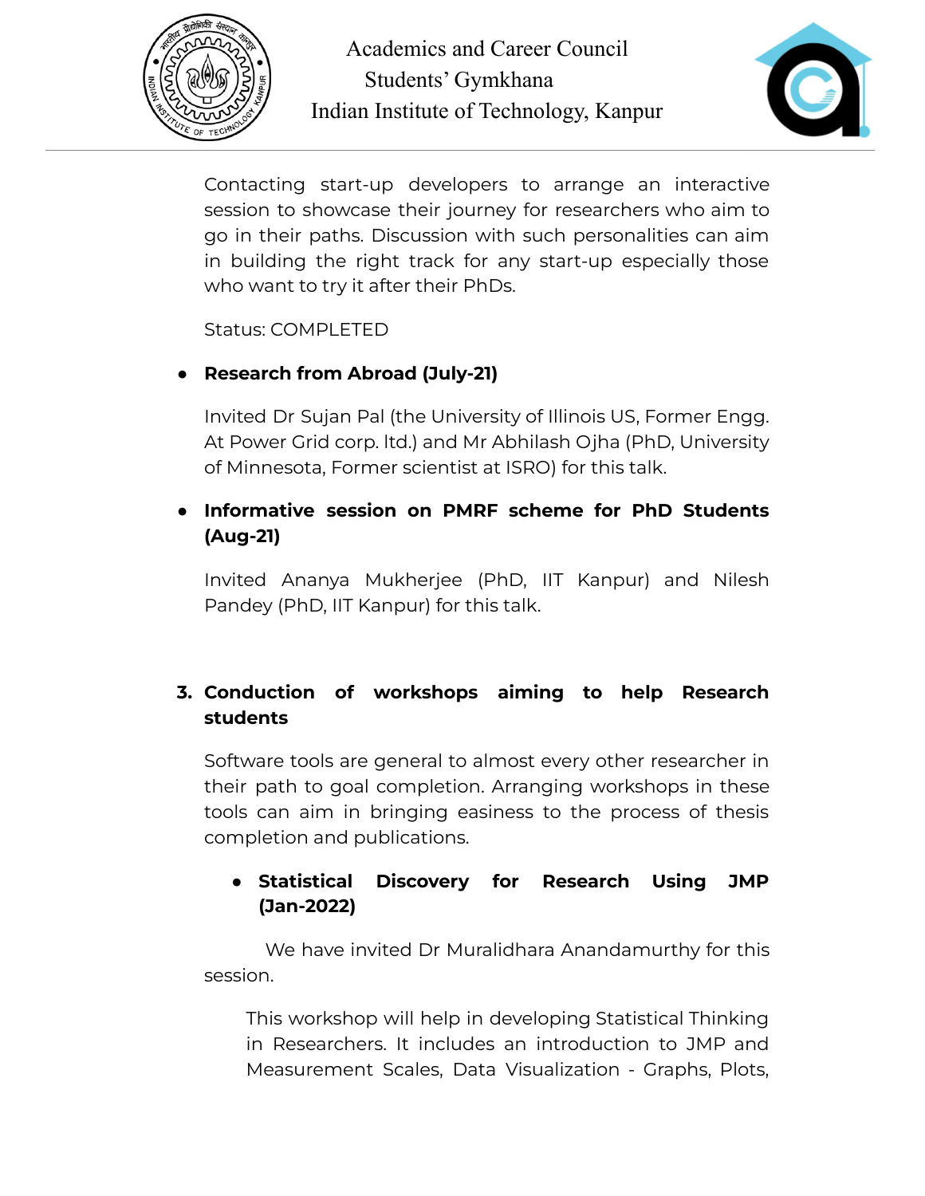Contacting start-up developers to arrange an interactive session to showcase their journey for researchers who aim to go in their paths. Discussion with such personalities can aim in building the right track for any start-up especially those who want to try it after their PhDs.

Status: COMPLETED

- **Research from Abroad (July-21)**

  Invited Dr Sujan Pal (the University of Illinois US, Former Engg. At Power Grid corp. ltd.) and Mr Abhilash Ojha (PhD, University of Minnesota, Former scientist at ISRO) for this talk.

- **Informative session on PMRF scheme for PhD Students (Aug-21)**

  Invited Ananya Mukherjee (PhD, IIT Kanpur) and Nilesh Pandey (PhD, IIT Kanpur) for this talk.

**3. Conduction of workshops aiming to help Research students**

Software tools are general to almost every other researcher in their path to goal completion. Arranging workshops in these tools can aim in bringing easiness to the process of thesis completion and publications.

- **Statistical Discovery for Research Using JMP (Jan-2022)**

We have invited Dr Muralidhara Anandamurthy for this session.

This workshop will help in developing Statistical Thinking in Researchers. It includes an introduction to JMP and Measurement Scales, Data Visualization - Graphs, Plots,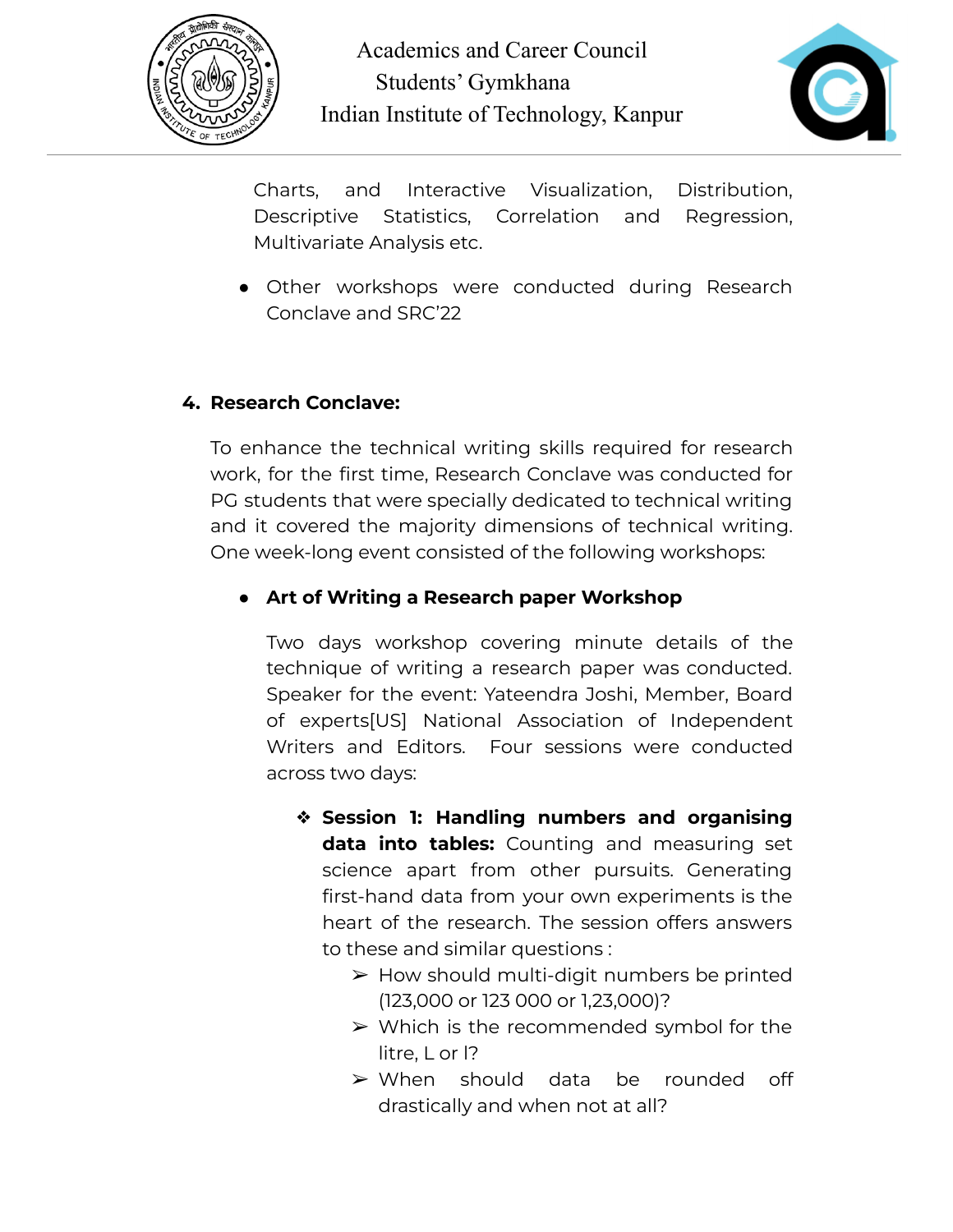Charts, and Interactive Visualization, Distribution, Descriptive Statistics, Correlation and Regression, Multivariate Analysis etc.

- Other workshops were conducted during Research Conclave and SRC'22

## 4. Research Conclave:

To enhance the technical writing skills required for research work, for the first time, Research Conclave was conducted for PG students that were specially dedicated to technical writing and it covered the majority dimensions of technical writing. One week-long event consisted of the following workshops:

- **Art of Writing a Research paper Workshop**

  Two days workshop covering minute details of the technique of writing a research paper was conducted. Speaker for the event: Yateendra Joshi, Member, Board of experts[US] National Association of Independent Writers and Editors. Four sessions were conducted across two days:

  - **Session 1: Handling numbers and organising data into tables:** Counting and measuring set science apart from other pursuits. Generating first-hand data from your own experiments is the heart of the research. The session offers answers to these and similar questions :
    - How should multi-digit numbers be printed (123,000 or 123 000 or 1,23,000)?
    - Which is the recommended symbol for the litre, L or l?
    - When should data be rounded off drastically and when not at all?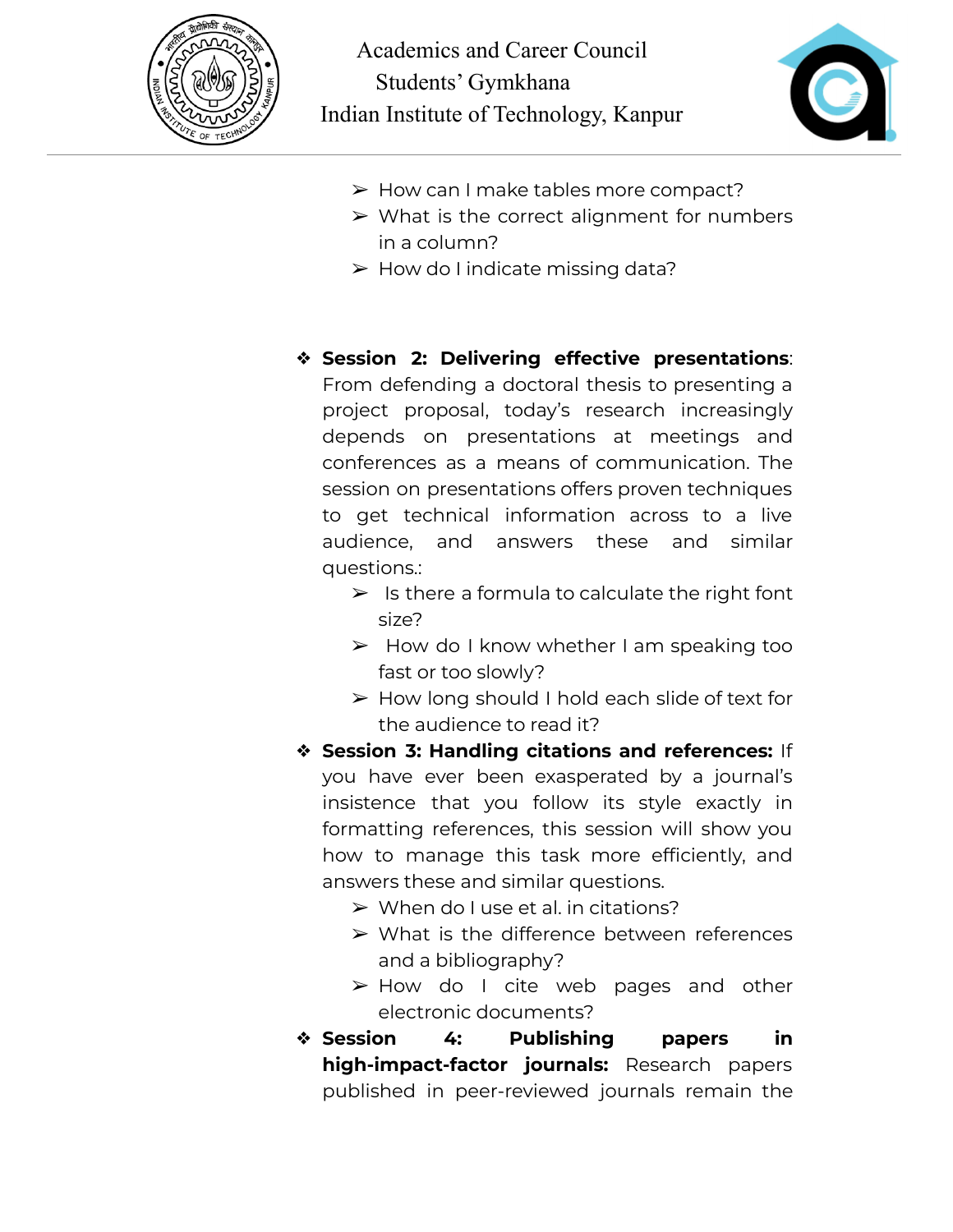- How can I make tables more compact?
- What is the correct alignment for numbers in a column?
- How do I indicate missing data?

- **Session 2: Delivering effective presentations**: From defending a doctoral thesis to presenting a project proposal, today's research increasingly depends on presentations at meetings and conferences as a means of communication. The session on presentations offers proven techniques to get technical information across to a live audience, and answers these and similar questions.:
    - Is there a formula to calculate the right font size?
    - How do I know whether I am speaking too fast or too slowly?
    - How long should I hold each slide of text for the audience to read it?
- **Session 3: Handling citations and references:** If you have ever been exasperated by a journal's insistence that you follow its style exactly in formatting references, this session will show you how to manage this task more efficiently, and answers these and similar questions.
    - When do I use et al. in citations?
    - What is the difference between references and a bibliography?
    - How do I cite web pages and other electronic documents?
- **Session 4: Publishing papers in high-impact-factor journals:** Research papers published in peer-reviewed journals remain the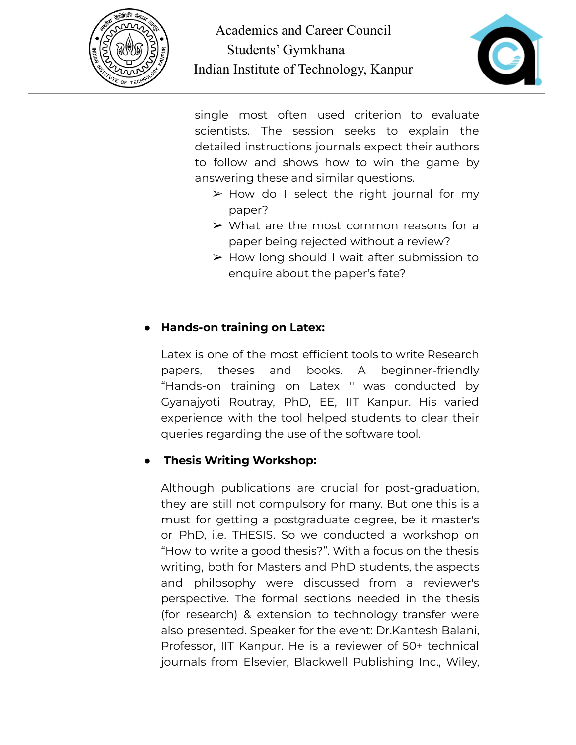single most often used criterion to evaluate scientists. The session seeks to explain the detailed instructions journals expect their authors to follow and shows how to win the game by answering these and similar questions.

- How do I select the right journal for my paper?
- What are the most common reasons for a paper being rejected without a review?
- How long should I wait after submission to enquire about the paper's fate?

- **Hands-on training on Latex:**

  Latex is one of the most efficient tools to write Research papers, theses and books. A beginner-friendly "Hands-on training on Latex '' was conducted by Gyanajyoti Routray, PhD, EE, IIT Kanpur. His varied experience with the tool helped students to clear their queries regarding the use of the software tool.

- **Thesis Writing Workshop:**

  Although publications are crucial for post-graduation, they are still not compulsory for many. But one this is a must for getting a postgraduate degree, be it master's or PhD, i.e. THESIS. So we conducted a workshop on "How to write a good thesis?". With a focus on the thesis writing, both for Masters and PhD students, the aspects and philosophy were discussed from a reviewer's perspective. The formal sections needed in the thesis (for research) & extension to technology transfer were also presented. Speaker for the event: Dr.Kantesh Balani, Professor, IIT Kanpur. He is a reviewer of 50+ technical journals from Elsevier, Blackwell Publishing Inc., Wiley,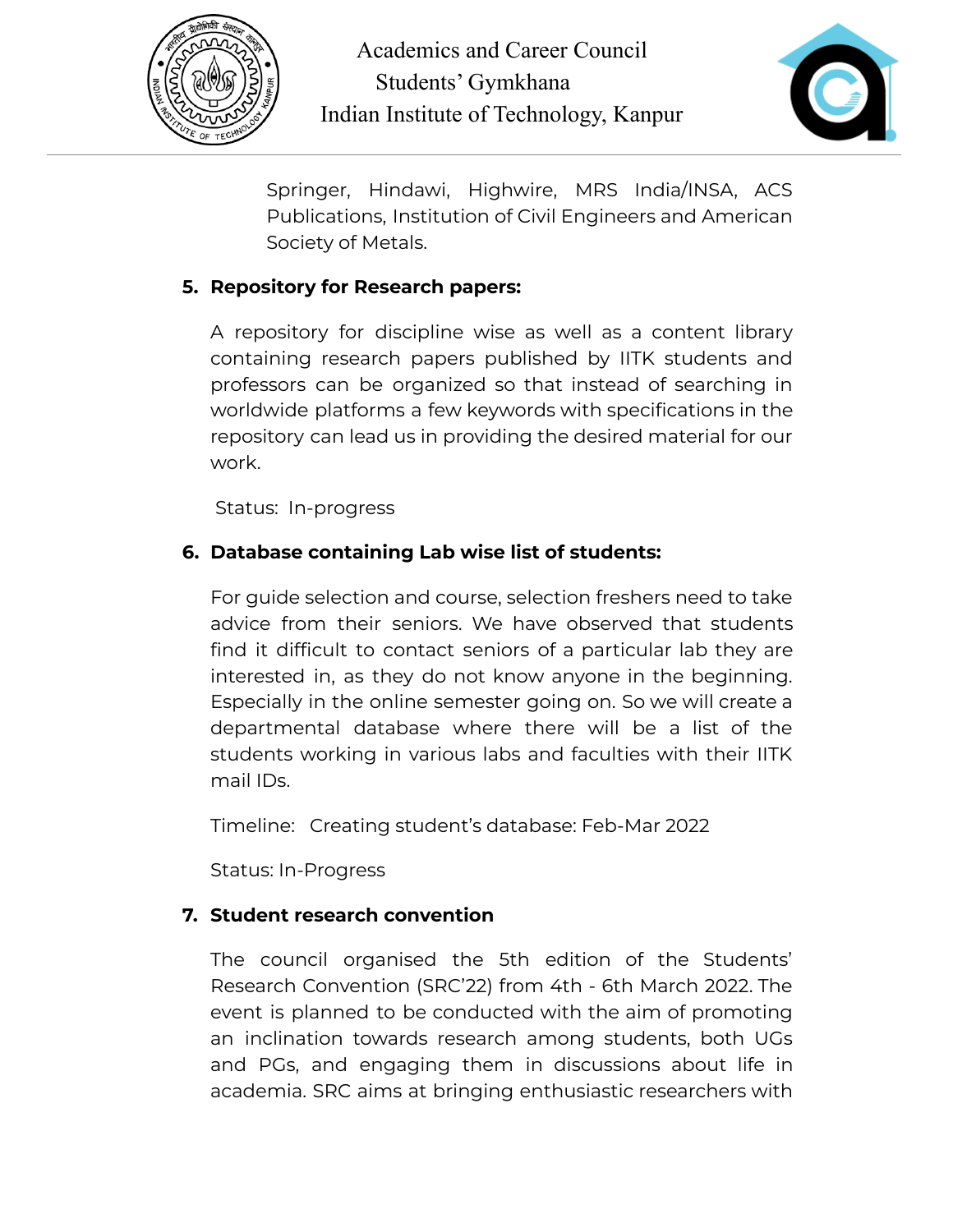Springer, Hindawi, Highwire, MRS India/INSA, ACS Publications, Institution of Civil Engineers and American Society of Metals.

5. **Repository for Research papers:**

   A repository for discipline wise as well as a content library containing research papers published by IITK students and professors can be organized so that instead of searching in worldwide platforms a few keywords with specifications in the repository can lead us in providing the desired material for our work.

   Status: In-progress

6. **Database containing Lab wise list of students:**

   For guide selection and course, selection freshers need to take advice from their seniors. We have observed that students find it difficult to contact seniors of a particular lab they are interested in, as they do not know anyone in the beginning. Especially in the online semester going on. So we will create a departmental database where there will be a list of the students working in various labs and faculties with their IITK mail IDs.

   Timeline: Creating student's database: Feb-Mar 2022

   Status: In-Progress

7. **Student research convention**

   The council organised the 5th edition of the Students' Research Convention (SRC'22) from 4th - 6th March 2022. The event is planned to be conducted with the aim of promoting an inclination towards research among students, both UGs and PGs, and engaging them in discussions about life in academia. SRC aims at bringing enthusiastic researchers with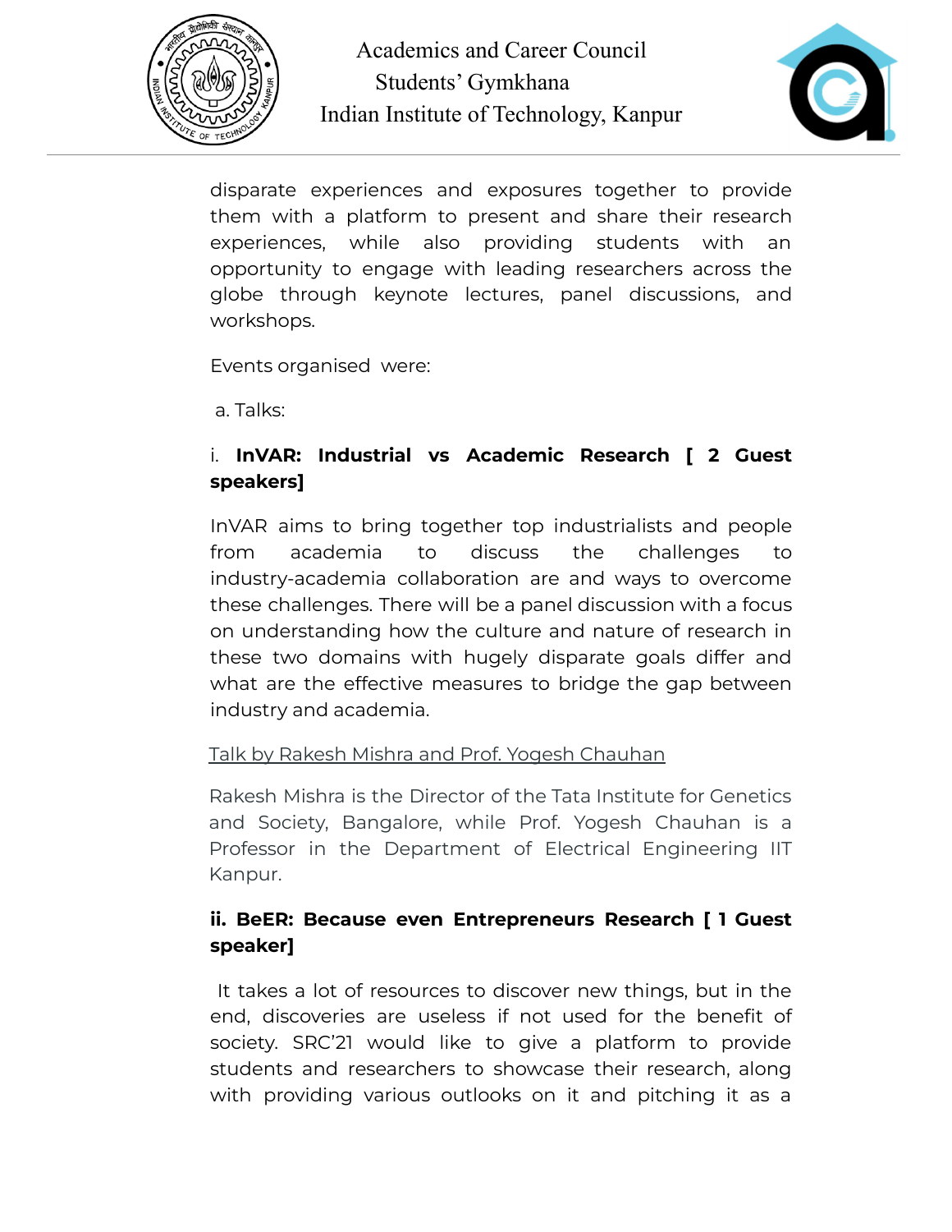disparate experiences and exposures together to provide them with a platform to present and share their research experiences, while also providing students with an opportunity to engage with leading researchers across the globe through keynote lectures, panel discussions, and workshops.

Events organised were:

a. Talks:

i. **InVAR: Industrial vs Academic Research [ 2 Guest speakers]**

InVAR aims to bring together top industrialists and people from academia to discuss the challenges to industry-academia collaboration are and ways to overcome these challenges. There will be a panel discussion with a focus on understanding how the culture and nature of research in these two domains with hugely disparate goals differ and what are the effective measures to bridge the gap between industry and academia.

Talk by Rakesh Mishra and Prof. Yogesh Chauhan

Rakesh Mishra is the Director of the Tata Institute for Genetics and Society, Bangalore, while Prof. Yogesh Chauhan is a Professor in the Department of Electrical Engineering IIT Kanpur.

**ii. BeER: Because even Entrepreneurs Research [ 1 Guest speaker]**

It takes a lot of resources to discover new things, but in the end, discoveries are useless if not used for the benefit of society. SRC'21 would like to give a platform to provide students and researchers to showcase their research, along with providing various outlooks on it and pitching it as a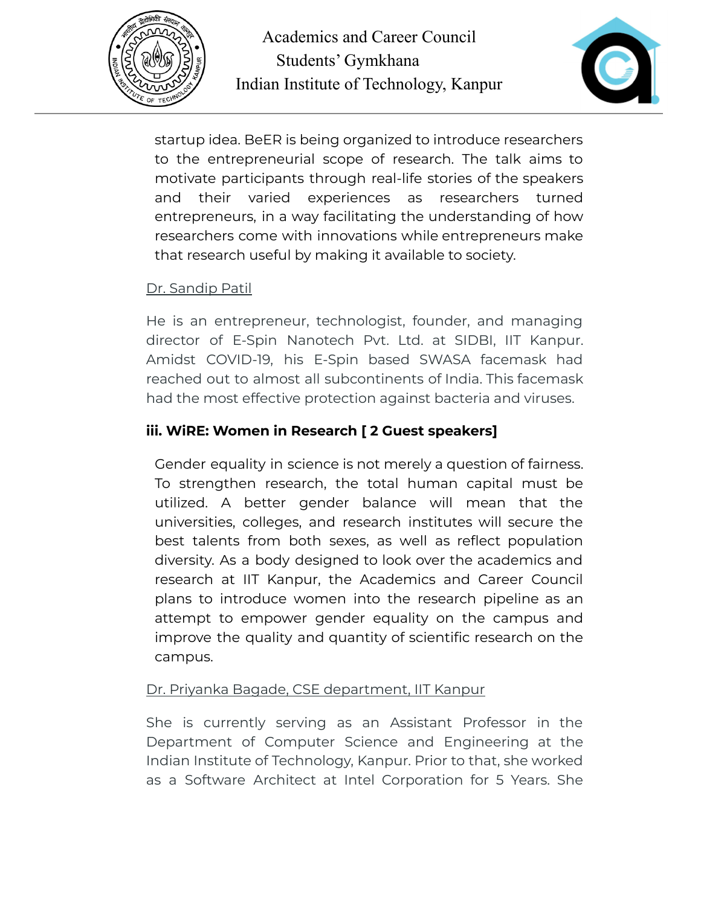startup idea. BeER is being organized to introduce researchers to the entrepreneurial scope of research. The talk aims to motivate participants through real-life stories of the speakers and their varied experiences as researchers turned entrepreneurs, in a way facilitating the understanding of how researchers come with innovations while entrepreneurs make that research useful by making it available to society.

Dr. Sandip Patil

He is an entrepreneur, technologist, founder, and managing director of E-Spin Nanotech Pvt. Ltd. at SIDBI, IIT Kanpur. Amidst COVID-19, his E-Spin based SWASA facemask had reached out to almost all subcontinents of India. This facemask had the most effective protection against bacteria and viruses.

### iii. WiRE: Women in Research [ 2 Guest speakers]

Gender equality in science is not merely a question of fairness. To strengthen research, the total human capital must be utilized. A better gender balance will mean that the universities, colleges, and research institutes will secure the best talents from both sexes, as well as reflect population diversity. As a body designed to look over the academics and research at IIT Kanpur, the Academics and Career Council plans to introduce women into the research pipeline as an attempt to empower gender equality on the campus and improve the quality and quantity of scientific research on the campus.

Dr. Priyanka Bagade, CSE department, IIT Kanpur

She is currently serving as an Assistant Professor in the Department of Computer Science and Engineering at the Indian Institute of Technology, Kanpur. Prior to that, she worked as a Software Architect at Intel Corporation for 5 Years. She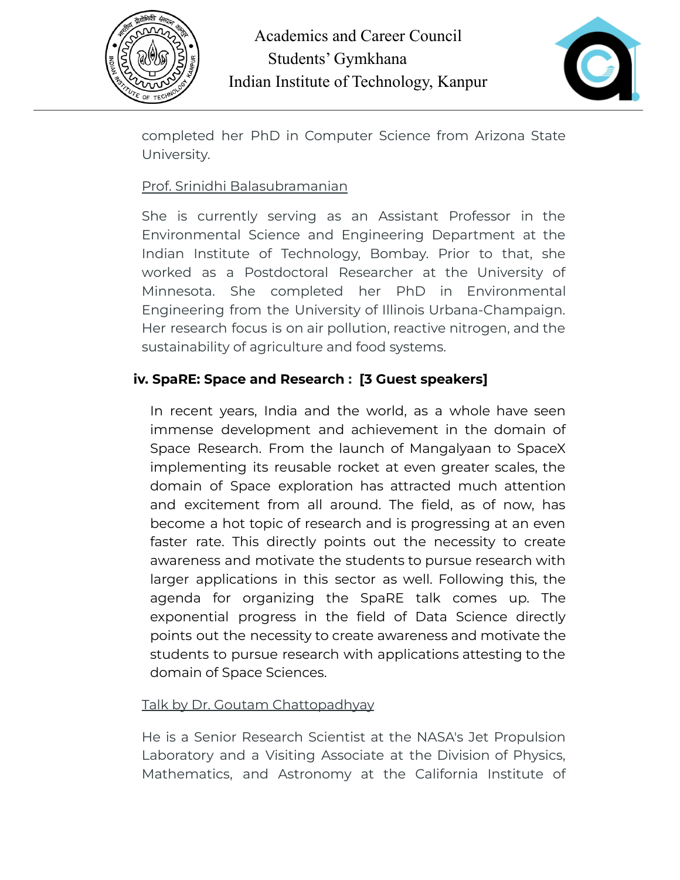completed her PhD in Computer Science from Arizona State University.

Prof. Srinidhi Balasubramanian

She is currently serving as an Assistant Professor in the Environmental Science and Engineering Department at the Indian Institute of Technology, Bombay. Prior to that, she worked as a Postdoctoral Researcher at the University of Minnesota. She completed her PhD in Environmental Engineering from the University of Illinois Urbana-Champaign. Her research focus is on air pollution, reactive nitrogen, and the sustainability of agriculture and food systems.

**iv. SpaRE: Space and Research : [3 Guest speakers]**

In recent years, India and the world, as a whole have seen immense development and achievement in the domain of Space Research. From the launch of Mangalyaan to SpaceX implementing its reusable rocket at even greater scales, the domain of Space exploration has attracted much attention and excitement from all around. The field, as of now, has become a hot topic of research and is progressing at an even faster rate. This directly points out the necessity to create awareness and motivate the students to pursue research with larger applications in this sector as well. Following this, the agenda for organizing the SpaRE talk comes up. The exponential progress in the field of Data Science directly points out the necessity to create awareness and motivate the students to pursue research with applications attesting to the domain of Space Sciences.

Talk by Dr. Goutam Chattopadhyay

He is a Senior Research Scientist at the NASA's Jet Propulsion Laboratory and a Visiting Associate at the Division of Physics, Mathematics, and Astronomy at the California Institute of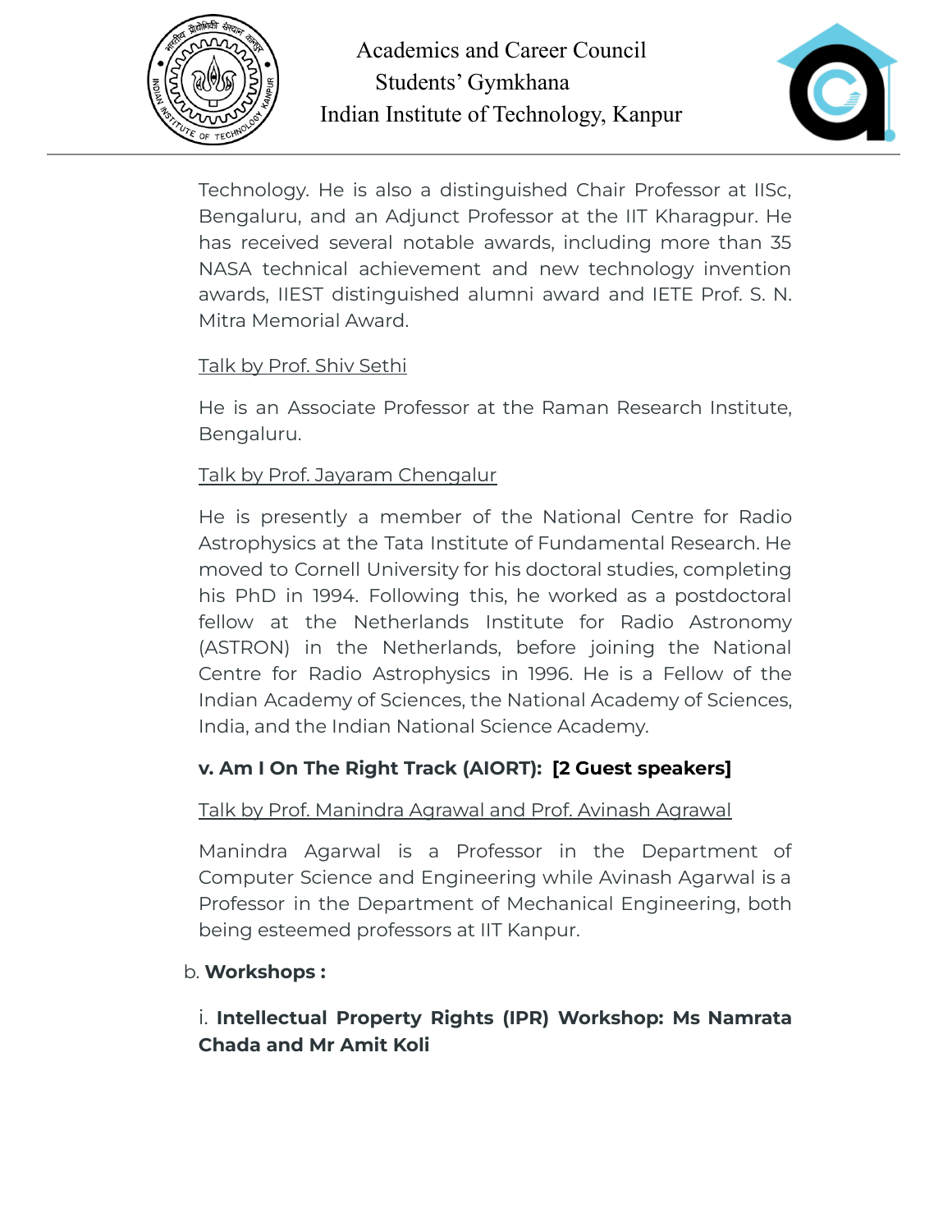Technology. He is also a distinguished Chair Professor at IISc, Bengaluru, and an Adjunct Professor at the IIT Kharagpur. He has received several notable awards, including more than 35 NASA technical achievement and new technology invention awards, IIEST distinguished alumni award and IETE Prof. S. N. Mitra Memorial Award.

Talk by Prof. Shiv Sethi

He is an Associate Professor at the Raman Research Institute, Bengaluru.

Talk by Prof. Jayaram Chengalur

He is presently a member of the National Centre for Radio Astrophysics at the Tata Institute of Fundamental Research. He moved to Cornell University for his doctoral studies, completing his PhD in 1994. Following this, he worked as a postdoctoral fellow at the Netherlands Institute for Radio Astronomy (ASTRON) in the Netherlands, before joining the National Centre for Radio Astrophysics in 1996. He is a Fellow of the Indian Academy of Sciences, the National Academy of Sciences, India, and the Indian National Science Academy.

**v. Am I On The Right Track (AIORT): [2 Guest speakers]**

Talk by Prof. Manindra Agrawal and Prof. Avinash Agrawal

Manindra Agarwal is a Professor in the Department of Computer Science and Engineering while Avinash Agarwal is a Professor in the Department of Mechanical Engineering, both being esteemed professors at IIT Kanpur.

b. **Workshops :**

i. **Intellectual Property Rights (IPR) Workshop: Ms Namrata Chada and Mr Amit Koli**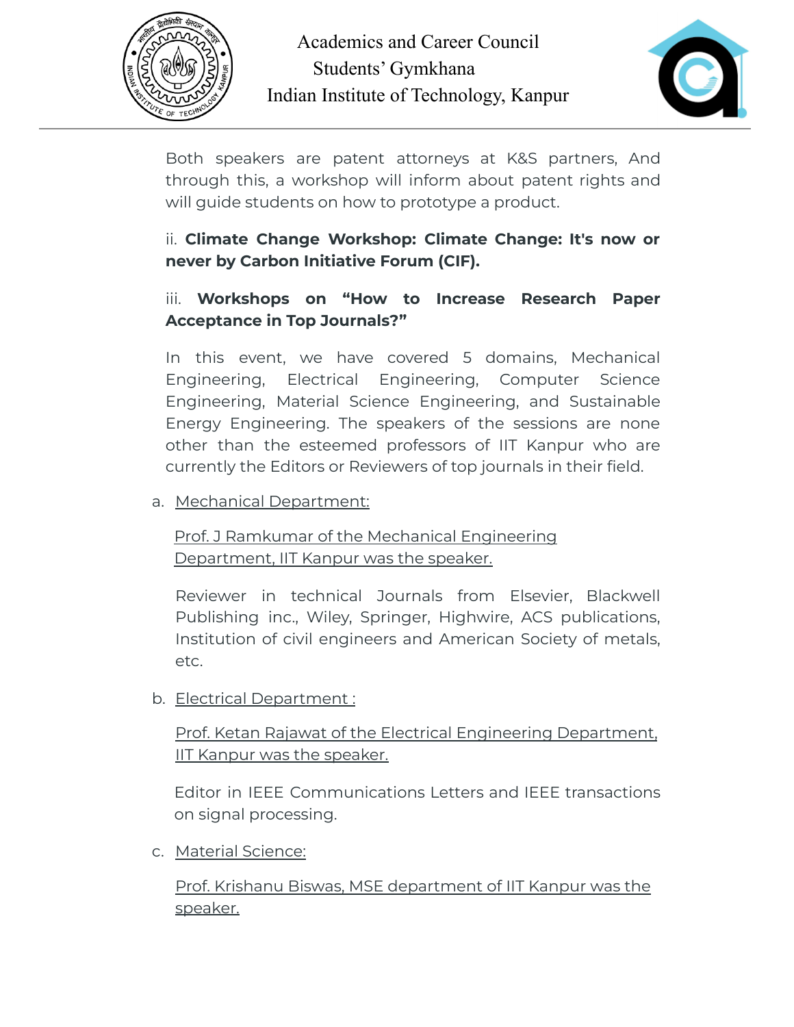Both speakers are patent attorneys at K&S partners, And through this, a workshop will inform about patent rights and will guide students on how to prototype a product.

ii. **Climate Change Workshop: Climate Change: It's now or never by Carbon Initiative Forum (CIF).**

iii. **Workshops on "How to Increase Research Paper Acceptance in Top Journals?"**

In this event, we have covered 5 domains, Mechanical Engineering, Electrical Engineering, Computer Science Engineering, Material Science Engineering, and Sustainable Energy Engineering. The speakers of the sessions are none other than the esteemed professors of IIT Kanpur who are currently the Editors or Reviewers of top journals in their field.

a. <u>Mechanical Department:</u>

   <u>Prof. J Ramkumar of the Mechanical Engineering Department, IIT Kanpur was the speaker.</u>

   Reviewer in technical Journals from Elsevier, Blackwell Publishing inc., Wiley, Springer, Highwire, ACS publications, Institution of civil engineers and American Society of metals, etc.

b. <u>Electrical Department :</u>

   <u>Prof. Ketan Rajawat of the Electrical Engineering Department, IIT Kanpur was the speaker.</u>

   Editor in IEEE Communications Letters and IEEE transactions on signal processing.

c. <u>Material Science:</u>

   <u>Prof. Krishanu Biswas, MSE department of IIT Kanpur was the speaker.</u>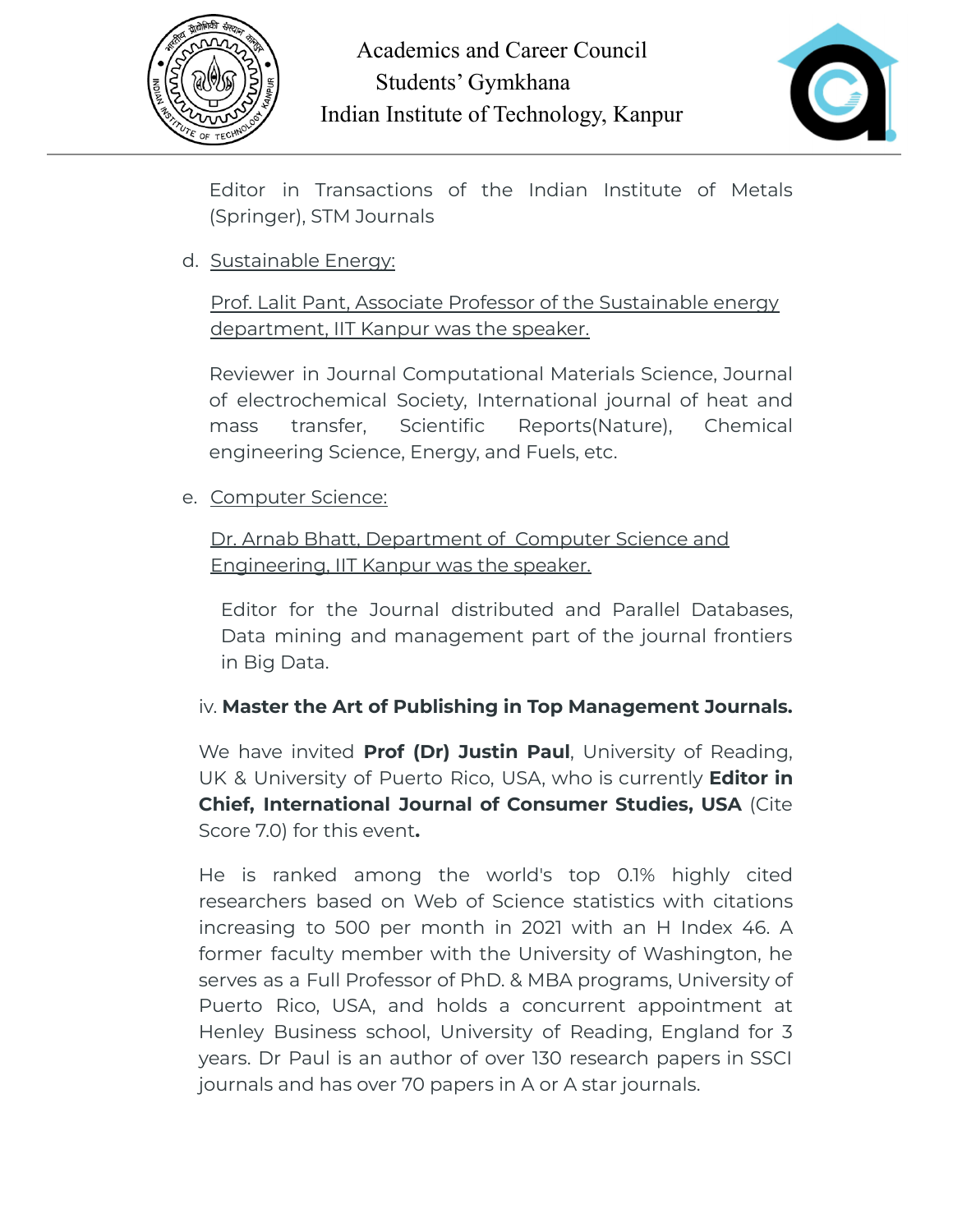Editor in Transactions of the Indian Institute of Metals (Springer), STM Journals

d. Sustainable Energy:

Prof. Lalit Pant, Associate Professor of the Sustainable energy department, IIT Kanpur was the speaker.

Reviewer in Journal Computational Materials Science, Journal of electrochemical Society, International journal of heat and mass transfer, Scientific Reports(Nature), Chemical engineering Science, Energy, and Fuels, etc.

e. Computer Science:

Dr. Arnab Bhatt, Department of Computer Science and Engineering, IIT Kanpur was the speaker.

Editor for the Journal distributed and Parallel Databases, Data mining and management part of the journal frontiers in Big Data.

iv. **Master the Art of Publishing in Top Management Journals.**

We have invited **Prof (Dr) Justin Paul**, University of Reading, UK & University of Puerto Rico, USA, who is currently **Editor in Chief, International Journal of Consumer Studies, USA** (Cite Score 7.0) for this event**.**

He is ranked among the world's top 0.1% highly cited researchers based on Web of Science statistics with citations increasing to 500 per month in 2021 with an H Index 46. A former faculty member with the University of Washington, he serves as a Full Professor of PhD. & MBA programs, University of Puerto Rico, USA, and holds a concurrent appointment at Henley Business school, University of Reading, England for 3 years. Dr Paul is an author of over 130 research papers in SSCI journals and has over 70 papers in A or A star journals.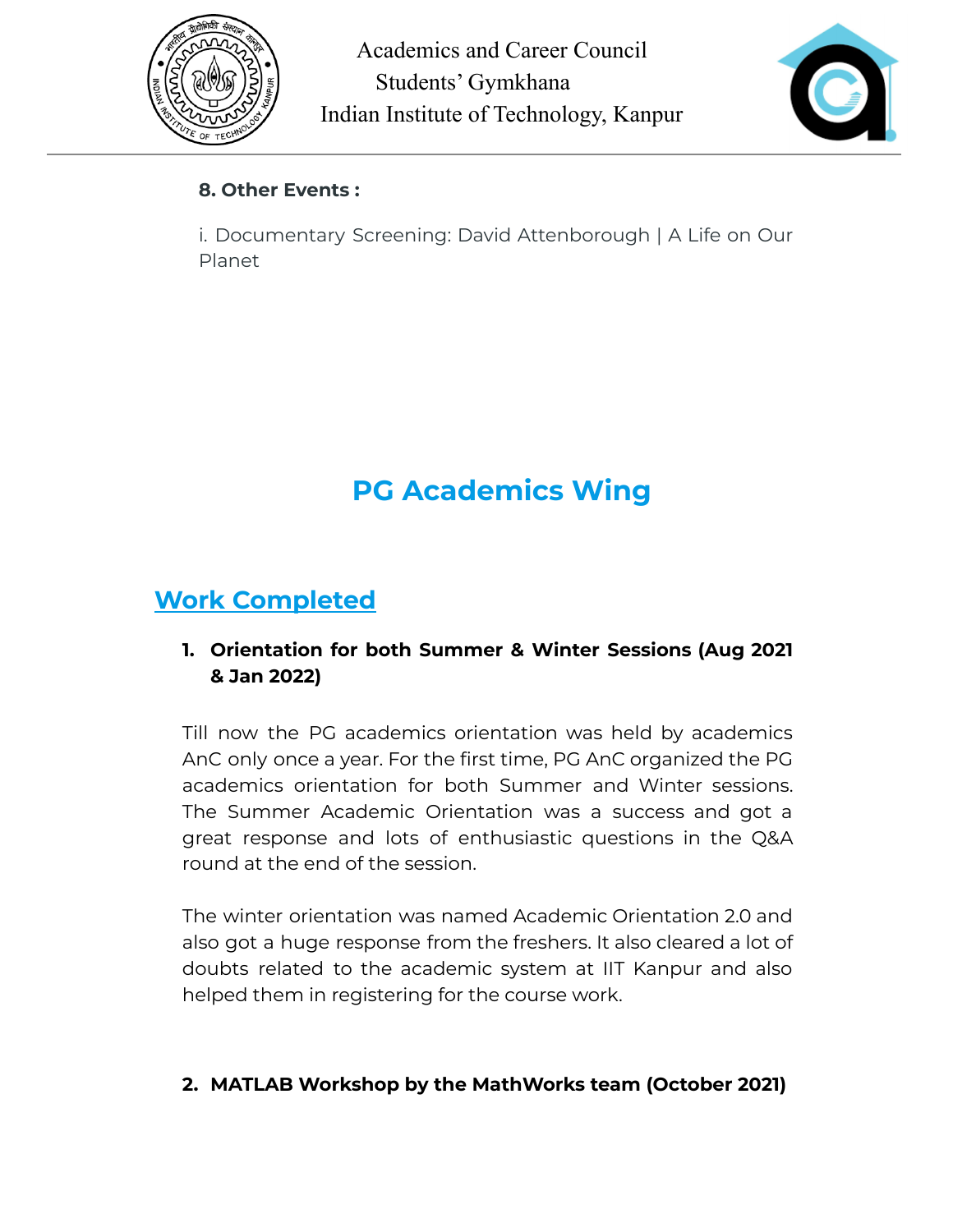**8. Other Events :**

i. Documentary Screening: David Attenborough | A Life on Our Planet

# PG Academics Wing

## Work Completed

1. **Orientation for both Summer & Winter Sessions (Aug 2021 & Jan 2022)**

Till now the PG academics orientation was held by academics AnC only once a year. For the first time, PG AnC organized the PG academics orientation for both Summer and Winter sessions. The Summer Academic Orientation was a success and got a great response and lots of enthusiastic questions in the Q&A round at the end of the session.

The winter orientation was named Academic Orientation 2.0 and also got a huge response from the freshers. It also cleared a lot of doubts related to the academic system at IIT Kanpur and also helped them in registering for the course work.

2. **MATLAB Workshop by the MathWorks team (October 2021)**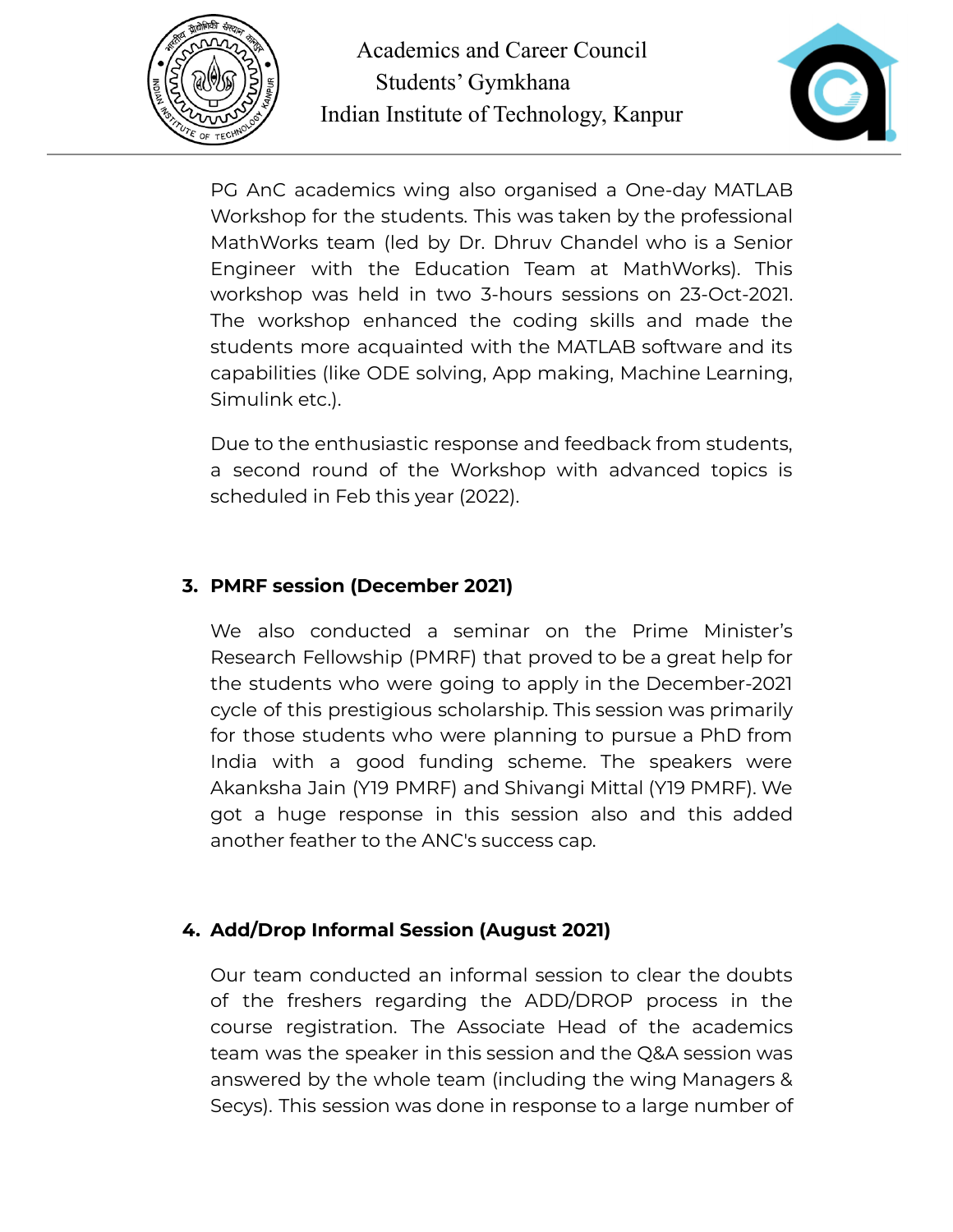PG AnC academics wing also organised a One-day MATLAB Workshop for the students. This was taken by the professional MathWorks team (led by Dr. Dhruv Chandel who is a Senior Engineer with the Education Team at MathWorks). This workshop was held in two 3-hours sessions on 23-Oct-2021. The workshop enhanced the coding skills and made the students more acquainted with the MATLAB software and its capabilities (like ODE solving, App making, Machine Learning, Simulink etc.).

Due to the enthusiastic response and feedback from students, a second round of the Workshop with advanced topics is scheduled in Feb this year (2022).

### 3. PMRF session (December 2021)

We also conducted a seminar on the Prime Minister's Research Fellowship (PMRF) that proved to be a great help for the students who were going to apply in the December-2021 cycle of this prestigious scholarship. This session was primarily for those students who were planning to pursue a PhD from India with a good funding scheme. The speakers were Akanksha Jain (Y19 PMRF) and Shivangi Mittal (Y19 PMRF). We got a huge response in this session also and this added another feather to the ANC's success cap.

### 4. Add/Drop Informal Session (August 2021)

Our team conducted an informal session to clear the doubts of the freshers regarding the ADD/DROP process in the course registration. The Associate Head of the academics team was the speaker in this session and the Q&A session was answered by the whole team (including the wing Managers & Secys). This session was done in response to a large number of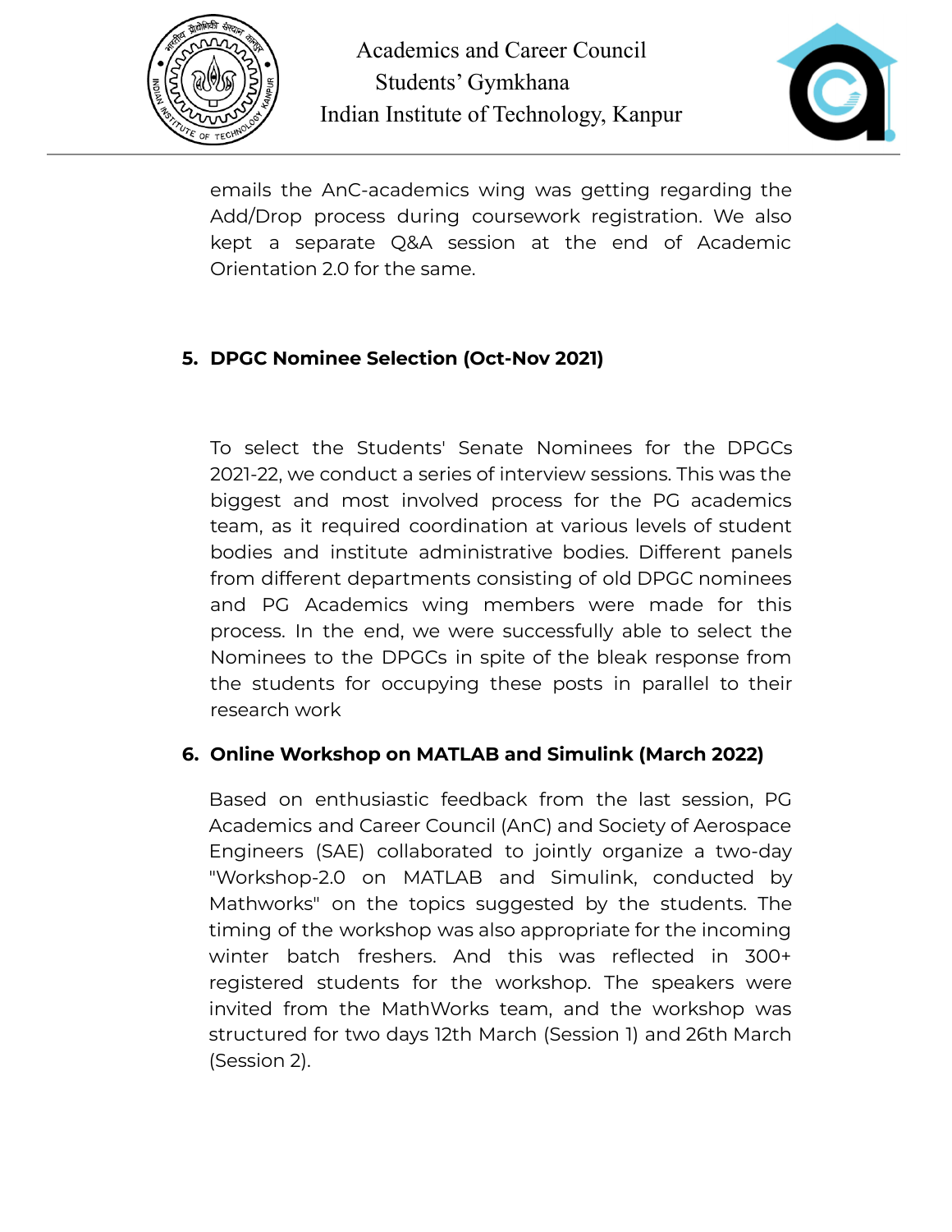emails the AnC-academics wing was getting regarding the Add/Drop process during coursework registration. We also kept a separate Q&A session at the end of Academic Orientation 2.0 for the same.

5. **DPGC Nominee Selection (Oct-Nov 2021)**

To select the Students' Senate Nominees for the DPGCs 2021-22, we conduct a series of interview sessions. This was the biggest and most involved process for the PG academics team, as it required coordination at various levels of student bodies and institute administrative bodies. Different panels from different departments consisting of old DPGC nominees and PG Academics wing members were made for this process. In the end, we were successfully able to select the Nominees to the DPGCs in spite of the bleak response from the students for occupying these posts in parallel to their research work

6. **Online Workshop on MATLAB and Simulink (March 2022)**

Based on enthusiastic feedback from the last session, PG Academics and Career Council (AnC) and Society of Aerospace Engineers (SAE) collaborated to jointly organize a two-day "Workshop-2.0 on MATLAB and Simulink, conducted by Mathworks" on the topics suggested by the students. The timing of the workshop was also appropriate for the incoming winter batch freshers. And this was reflected in 300+ registered students for the workshop. The speakers were invited from the MathWorks team, and the workshop was structured for two days 12th March (Session 1) and 26th March (Session 2).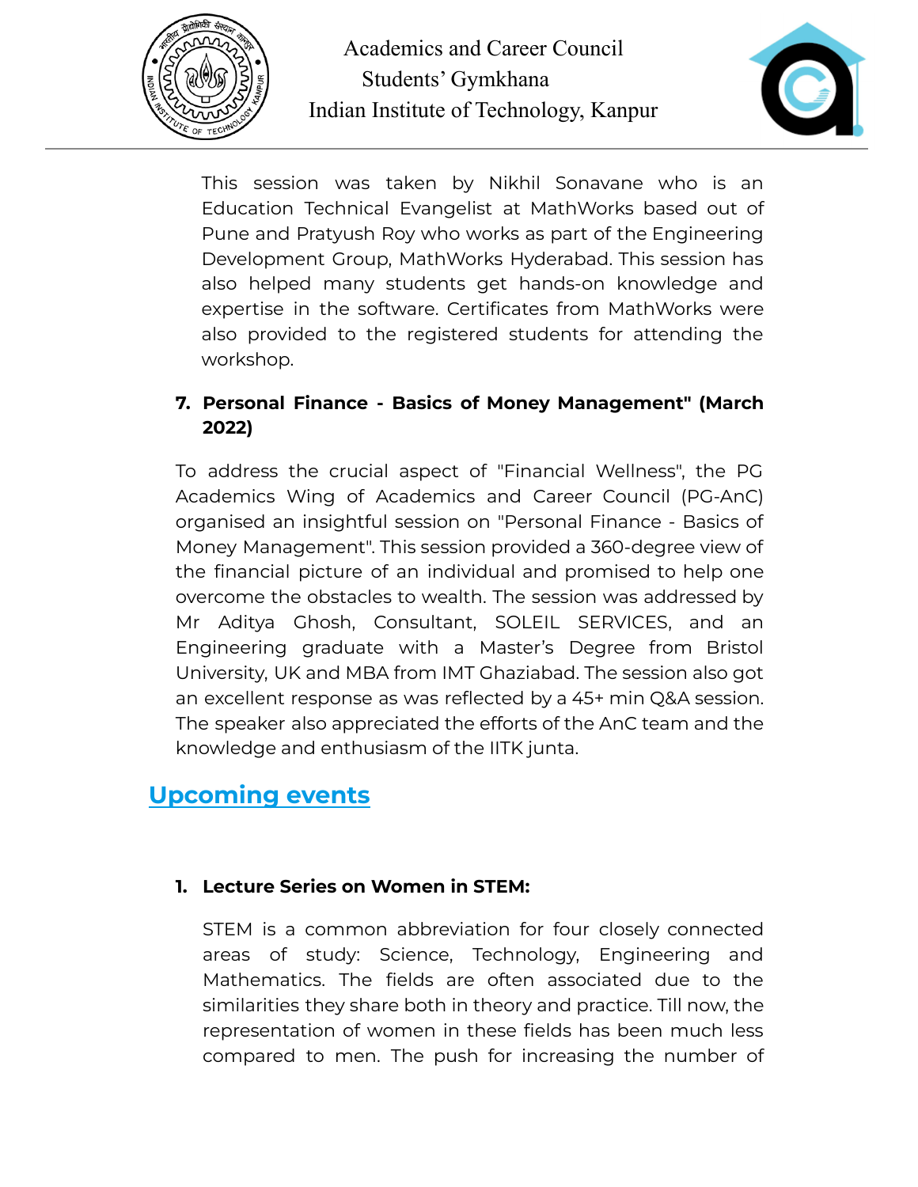This session was taken by Nikhil Sonavane who is an Education Technical Evangelist at MathWorks based out of Pune and Pratyush Roy who works as part of the Engineering Development Group, MathWorks Hyderabad. This session has also helped many students get hands-on knowledge and expertise in the software. Certificates from MathWorks were also provided to the registered students for attending the workshop.

7. **Personal Finance - Basics of Money Management" (March 2022)**

To address the crucial aspect of "Financial Wellness", the PG Academics Wing of Academics and Career Council (PG-AnC) organised an insightful session on "Personal Finance - Basics of Money Management". This session provided a 360-degree view of the financial picture of an individual and promised to help one overcome the obstacles to wealth. The session was addressed by Mr Aditya Ghosh, Consultant, SOLEIL SERVICES, and an Engineering graduate with a Master's Degree from Bristol University, UK and MBA from IMT Ghaziabad. The session also got an excellent response as was reflected by a 45+ min Q&A session. The speaker also appreciated the efforts of the AnC team and the knowledge and enthusiasm of the IITK junta.

## Upcoming events

1. **Lecture Series on Women in STEM:**

   STEM is a common abbreviation for four closely connected areas of study: Science, Technology, Engineering and Mathematics. The fields are often associated due to the similarities they share both in theory and practice. Till now, the representation of women in these fields has been much less compared to men. The push for increasing the number of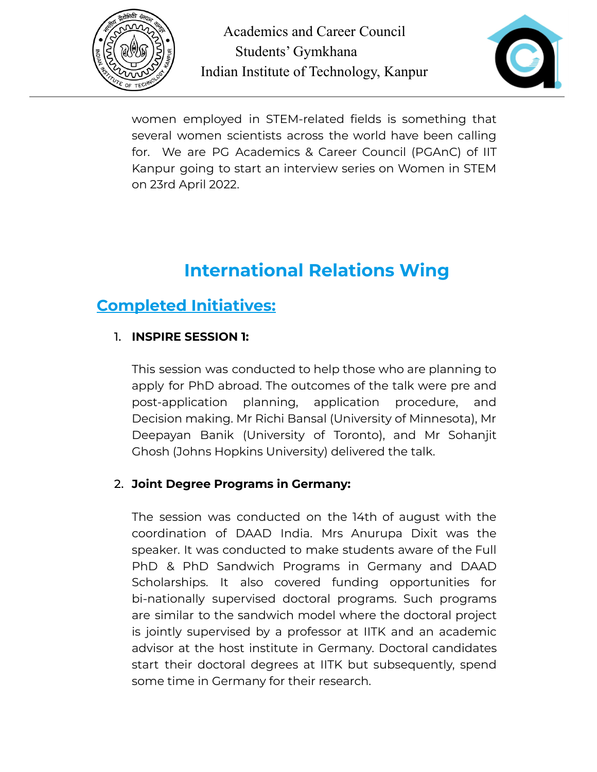women employed in STEM-related fields is something that several women scientists across the world have been calling for. We are PG Academics & Career Council (PGAnC) of IIT Kanpur going to start an interview series on Women in STEM on 23rd April 2022.

# International Relations Wing

## Completed Initiatives:

1. **INSPIRE SESSION 1:**

   This session was conducted to help those who are planning to apply for PhD abroad. The outcomes of the talk were pre and post-application planning, application procedure, and Decision making. Mr Richi Bansal (University of Minnesota), Mr Deepayan Banik (University of Toronto), and Mr Sohanjit Ghosh (Johns Hopkins University) delivered the talk.

2. **Joint Degree Programs in Germany:**

   The session was conducted on the 14th of august with the coordination of DAAD India. Mrs Anurupa Dixit was the speaker. It was conducted to make students aware of the Full PhD & PhD Sandwich Programs in Germany and DAAD Scholarships. It also covered funding opportunities for bi-nationally supervised doctoral programs. Such programs are similar to the sandwich model where the doctoral project is jointly supervised by a professor at IITK and an academic advisor at the host institute in Germany. Doctoral candidates start their doctoral degrees at IITK but subsequently, spend some time in Germany for their research.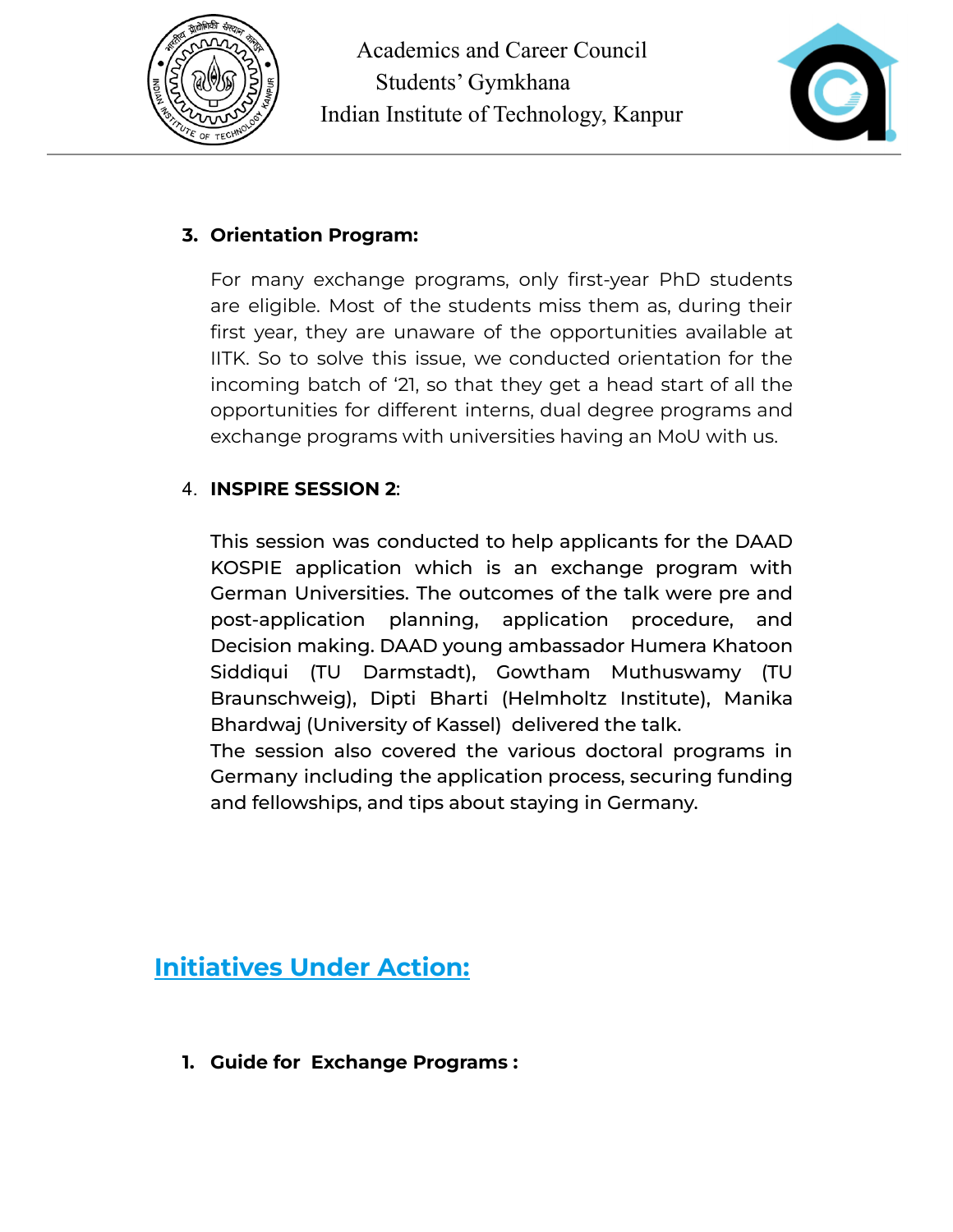3. **Orientation Program:**

   For many exchange programs, only first-year PhD students are eligible. Most of the students miss them as, during their first year, they are unaware of the opportunities available at IITK. So to solve this issue, we conducted orientation for the incoming batch of '21, so that they get a head start of all the opportunities for different interns, dual degree programs and exchange programs with universities having an MoU with us.

4. **INSPIRE SESSION 2**:

   This session was conducted to help applicants for the DAAD KOSPIE application which is an exchange program with German Universities. The outcomes of the talk were pre and post-application planning, application procedure, and Decision making. DAAD young ambassador Humera Khatoon Siddiqui (TU Darmstadt), Gowtham Muthuswamy (TU Braunschweig), Dipti Bharti (Helmholtz Institute), Manika Bhardwaj (University of Kassel) delivered the talk.
   The session also covered the various doctoral programs in Germany including the application process, securing funding and fellowships, and tips about staying in Germany.

## Initiatives Under Action:

1. **Guide for Exchange Programs :**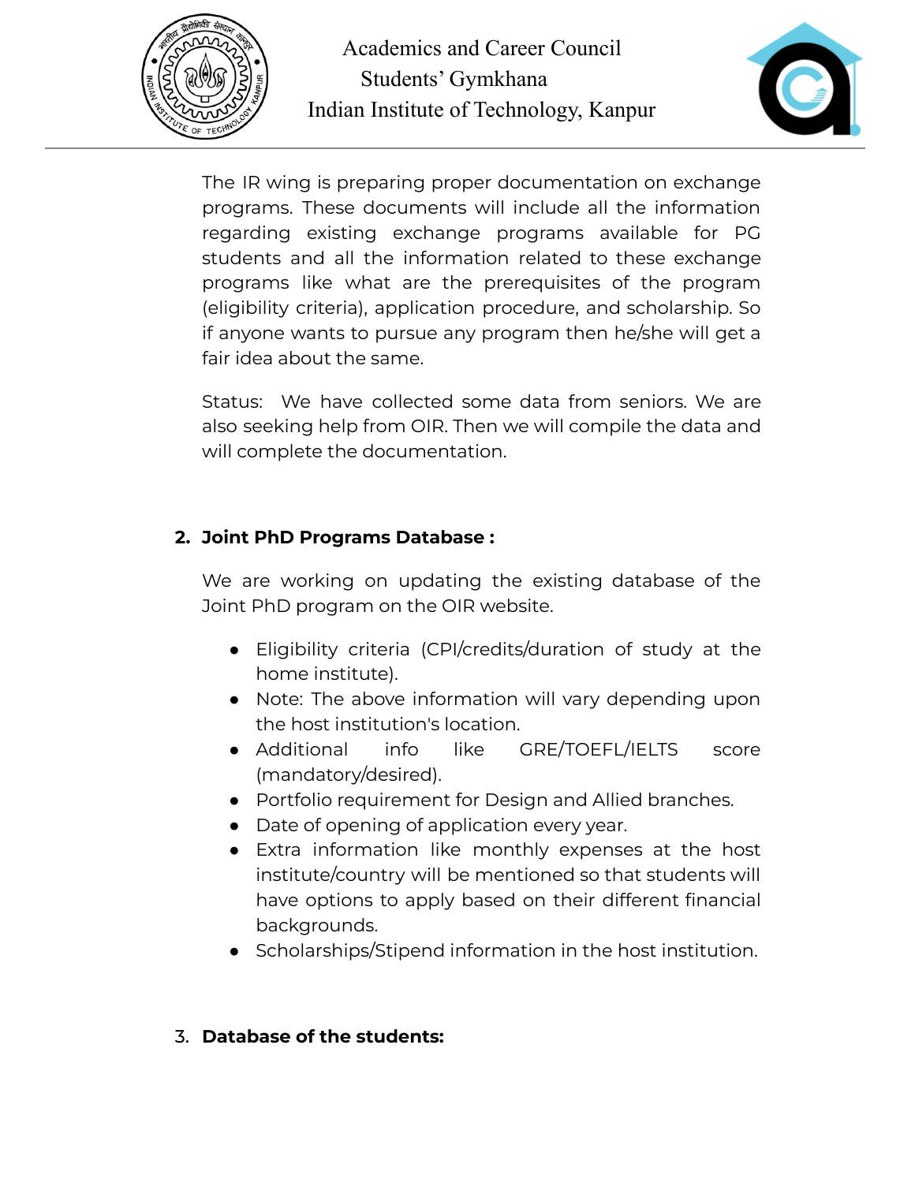The IR wing is preparing proper documentation on exchange programs. These documents will include all the information regarding existing exchange programs available for PG students and all the information related to these exchange programs like what are the prerequisites of the program (eligibility criteria), application procedure, and scholarship. So if anyone wants to pursue any program then he/she will get a fair idea about the same.

Status: We have collected some data from seniors. We are also seeking help from OIR. Then we will compile the data and will complete the documentation.

2. **Joint PhD Programs Database :**

   We are working on updating the existing database of the Joint PhD program on the OIR website.

   - Eligibility criteria (CPI/credits/duration of study at the home institute).
   - Note: The above information will vary depending upon the host institution's location.
   - Additional info like GRE/TOEFL/IELTS score (mandatory/desired).
   - Portfolio requirement for Design and Allied branches.
   - Date of opening of application every year.
   - Extra information like monthly expenses at the host institute/country will be mentioned so that students will have options to apply based on their different financial backgrounds.
   - Scholarships/Stipend information in the host institution.

3. **Database of the students:**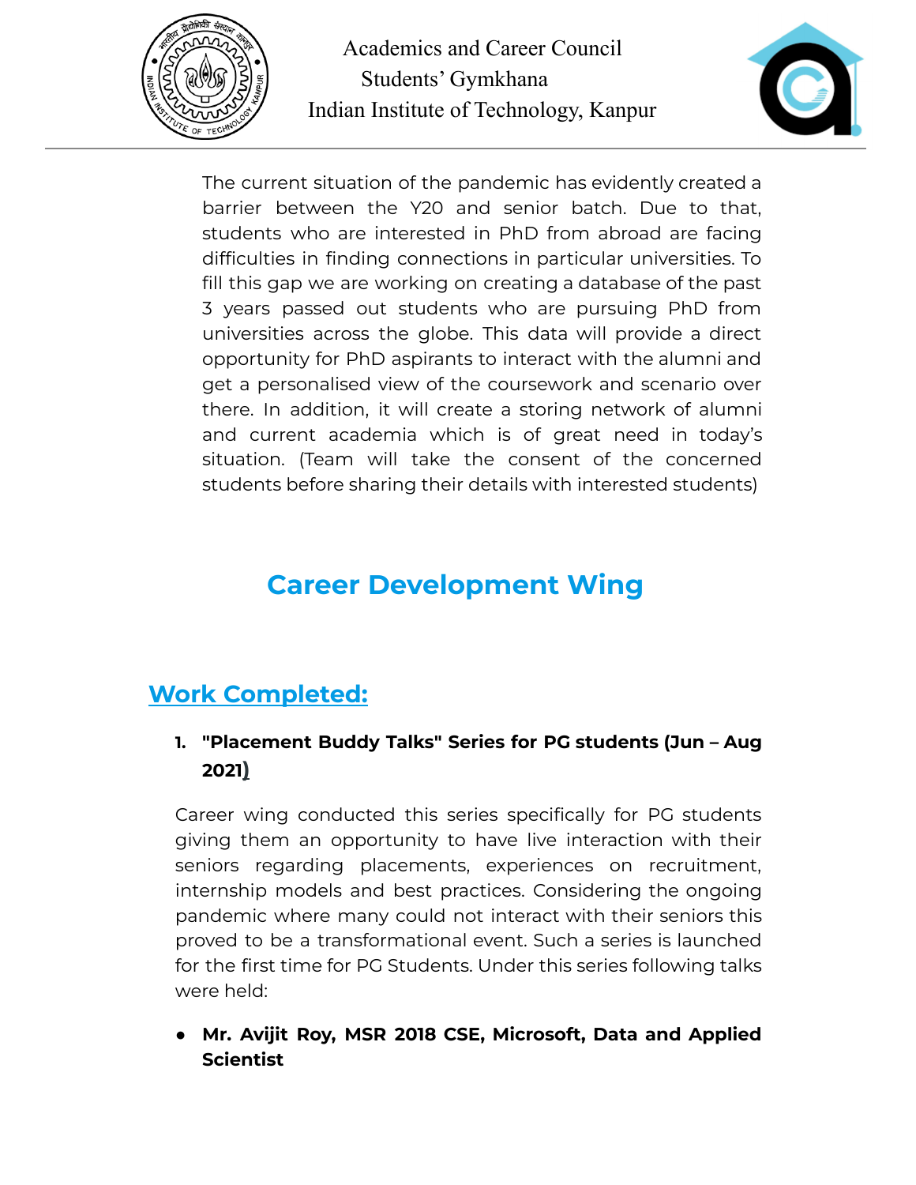The current situation of the pandemic has evidently created a barrier between the Y20 and senior batch. Due to that, students who are interested in PhD from abroad are facing difficulties in finding connections in particular universities. To fill this gap we are working on creating a database of the past 3 years passed out students who are pursuing PhD from universities across the globe. This data will provide a direct opportunity for PhD aspirants to interact with the alumni and get a personalised view of the coursework and scenario over there. In addition, it will create a storing network of alumni and current academia which is of great need in today's situation. (Team will take the consent of the concerned students before sharing their details with interested students)

# Career Development Wing

## Work Completed:

1. **"Placement Buddy Talks" Series for PG students (Jun – Aug 2021)**

Career wing conducted this series specifically for PG students giving them an opportunity to have live interaction with their seniors regarding placements, experiences on recruitment, internship models and best practices. Considering the ongoing pandemic where many could not interact with their seniors this proved to be a transformational event. Such a series is launched for the first time for PG Students. Under this series following talks were held:

- **Mr. Avijit Roy, MSR 2018 CSE, Microsoft, Data and Applied Scientist**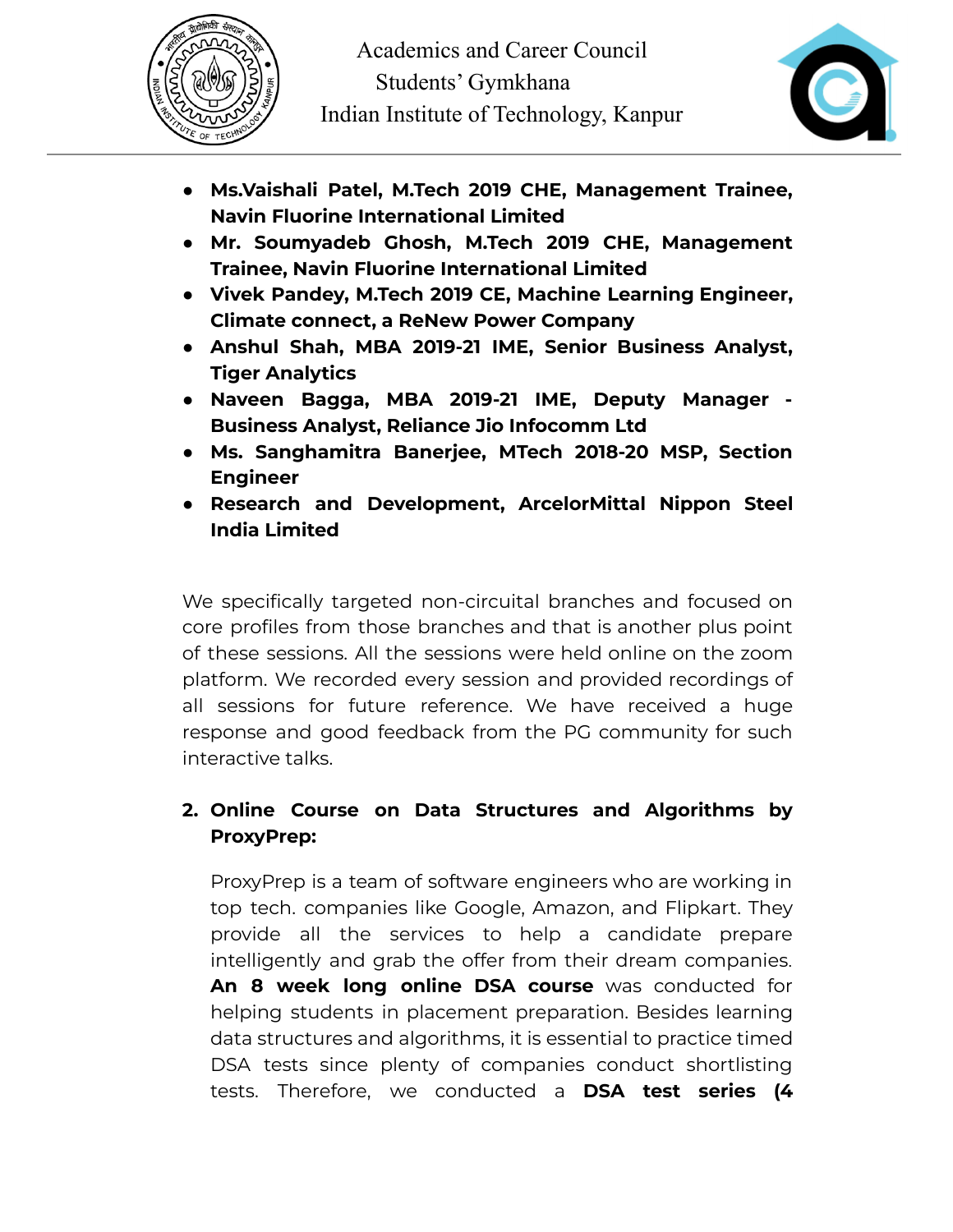- **Ms.Vaishali Patel, M.Tech 2019 CHE, Management Trainee, Navin Fluorine International Limited**
- **Mr. Soumyadeb Ghosh, M.Tech 2019 CHE, Management Trainee, Navin Fluorine International Limited**
- **Vivek Pandey, M.Tech 2019 CE, Machine Learning Engineer, Climate connect, a ReNew Power Company**
- **Anshul Shah, MBA 2019-21 IME, Senior Business Analyst, Tiger Analytics**
- **Naveen Bagga, MBA 2019-21 IME, Deputy Manager - Business Analyst, Reliance Jio Infocomm Ltd**
- **Ms. Sanghamitra Banerjee, MTech 2018-20 MSP, Section Engineer**
- **Research and Development, ArcelorMittal Nippon Steel India Limited**

We specifically targeted non-circuital branches and focused on core profiles from those branches and that is another plus point of these sessions. All the sessions were held online on the zoom platform. We recorded every session and provided recordings of all sessions for future reference. We have received a huge response and good feedback from the PG community for such interactive talks.

2. **Online Course on Data Structures and Algorithms by ProxyPrep:**

   ProxyPrep is a team of software engineers who are working in top tech. companies like Google, Amazon, and Flipkart. They provide all the services to help a candidate prepare intelligently and grab the offer from their dream companies. **An 8 week long online DSA course** was conducted for helping students in placement preparation. Besides learning data structures and algorithms, it is essential to practice timed DSA tests since plenty of companies conduct shortlisting tests. Therefore, we conducted a **DSA test series (4**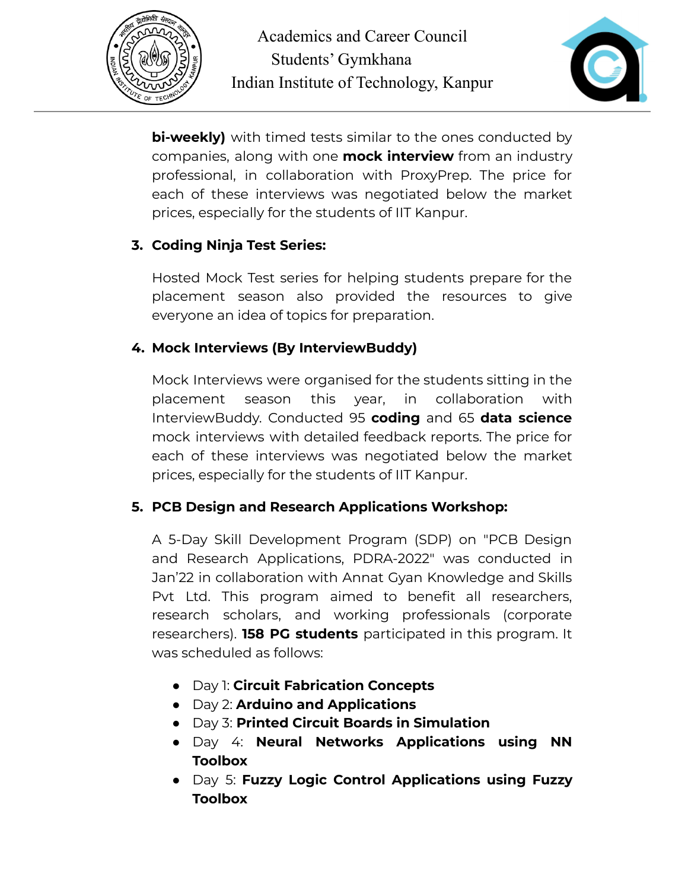**bi-weekly)** with timed tests similar to the ones conducted by companies, along with one **mock interview** from an industry professional, in collaboration with ProxyPrep. The price for each of these interviews was negotiated below the market prices, especially for the students of IIT Kanpur.

3. **Coding Ninja Test Series:**

   Hosted Mock Test series for helping students prepare for the placement season also provided the resources to give everyone an idea of topics for preparation.

4. **Mock Interviews (By InterviewBuddy)**

   Mock Interviews were organised for the students sitting in the placement season this year, in collaboration with InterviewBuddy. Conducted 95 **coding** and 65 **data science** mock interviews with detailed feedback reports. The price for each of these interviews was negotiated below the market prices, especially for the students of IIT Kanpur.

5. **PCB Design and Research Applications Workshop:**

   A 5-Day Skill Development Program (SDP) on "PCB Design and Research Applications, PDRA-2022" was conducted in Jan'22 in collaboration with Annat Gyan Knowledge and Skills Pvt Ltd. This program aimed to benefit all researchers, research scholars, and working professionals (corporate researchers). **158 PG students** participated in this program. It was scheduled as follows:

   - Day 1: **Circuit Fabrication Concepts**
   - Day 2: **Arduino and Applications**
   - Day 3: **Printed Circuit Boards in Simulation**
   - Day 4: **Neural Networks Applications using NN Toolbox**
   - Day 5: **Fuzzy Logic Control Applications using Fuzzy Toolbox**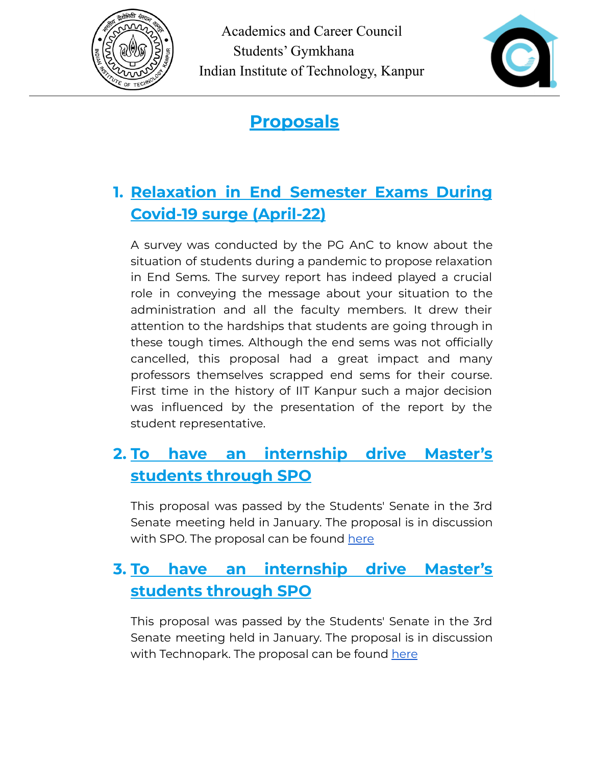Academics and Career Council
Students' Gymkhana
Indian Institute of Technology, Kanpur

# Proposals

## 1. Relaxation in End Semester Exams During Covid-19 surge (April-22)

A survey was conducted by the PG AnC to know about the situation of students during a pandemic to propose relaxation in End Sems. The survey report has indeed played a crucial role in conveying the message about your situation to the administration and all the faculty members. It drew their attention to the hardships that students are going through in these tough times. Although the end sems was not officially cancelled, this proposal had a great impact and many professors themselves scrapped end sems for their course. First time in the history of IIT Kanpur such a major decision was influenced by the presentation of the report by the student representative.

## 2. To have an internship drive Master's students through SPO

This proposal was passed by the Students' Senate in the 3rd Senate meeting held in January. The proposal is in discussion with SPO. The proposal can be found here

## 3. To have an internship drive Master's students through SPO

This proposal was passed by the Students' Senate in the 3rd Senate meeting held in January. The proposal is in discussion with Technopark. The proposal can be found here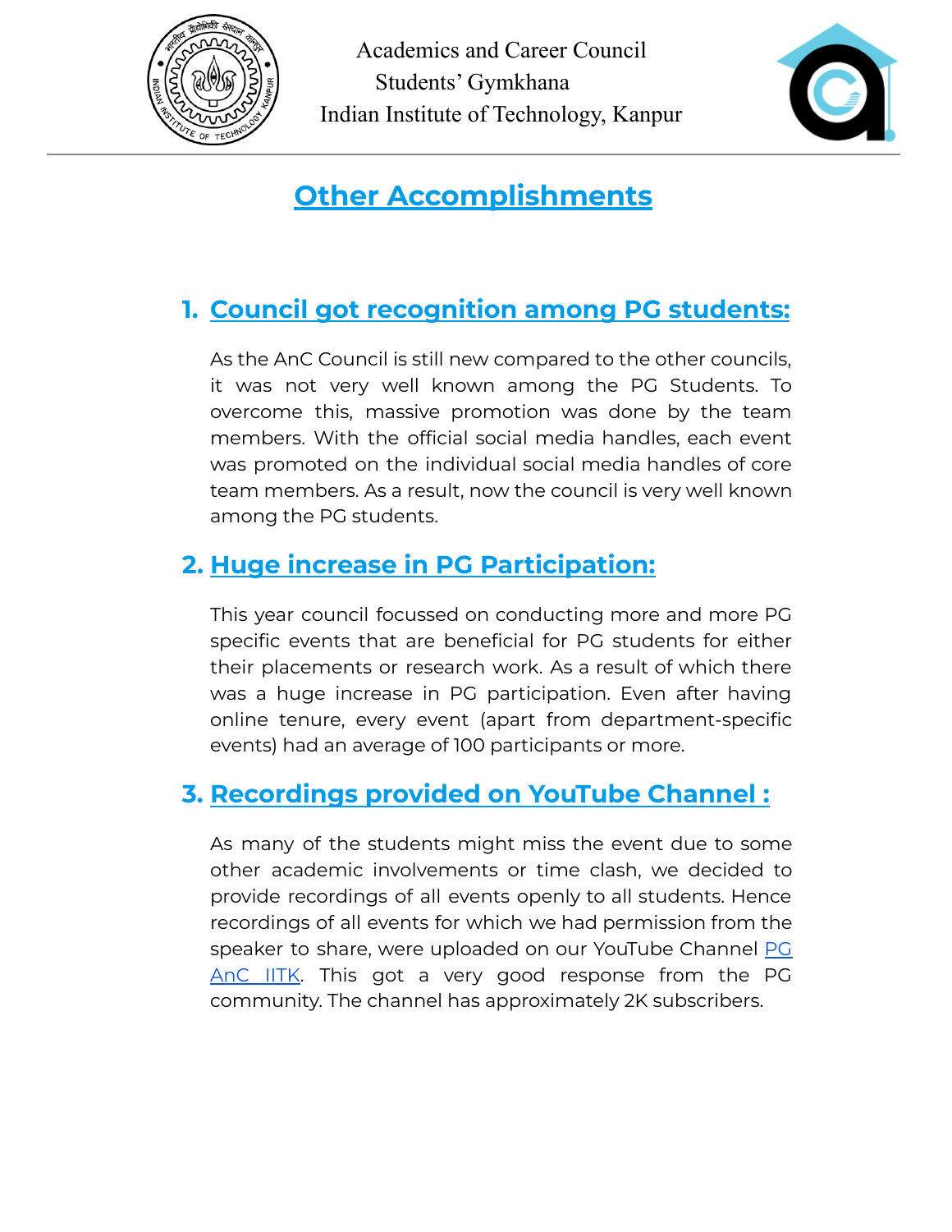# Other Accomplishments

## 1. Council got recognition among PG students:

As the AnC Council is still new compared to the other councils, it was not very well known among the PG Students. To overcome this, massive promotion was done by the team members. With the official social media handles, each event was promoted on the individual social media handles of core team members. As a result, now the council is very well known among the PG students.

## 2. Huge increase in PG Participation:

This year council focussed on conducting more and more PG specific events that are beneficial for PG students for either their placements or research work. As a result of which there was a huge increase in PG participation. Even after having online tenure, every event (apart from department-specific events) had an average of 100 participants or more.

## 3. Recordings provided on YouTube Channel :

As many of the students might miss the event due to some other academic involvements or time clash, we decided to provide recordings of all events openly to all students. Hence recordings of all events for which we had permission from the speaker to share, were uploaded on our YouTube Channel PG AnC IITK. This got a very good response from the PG community. The channel has approximately 2K subscribers.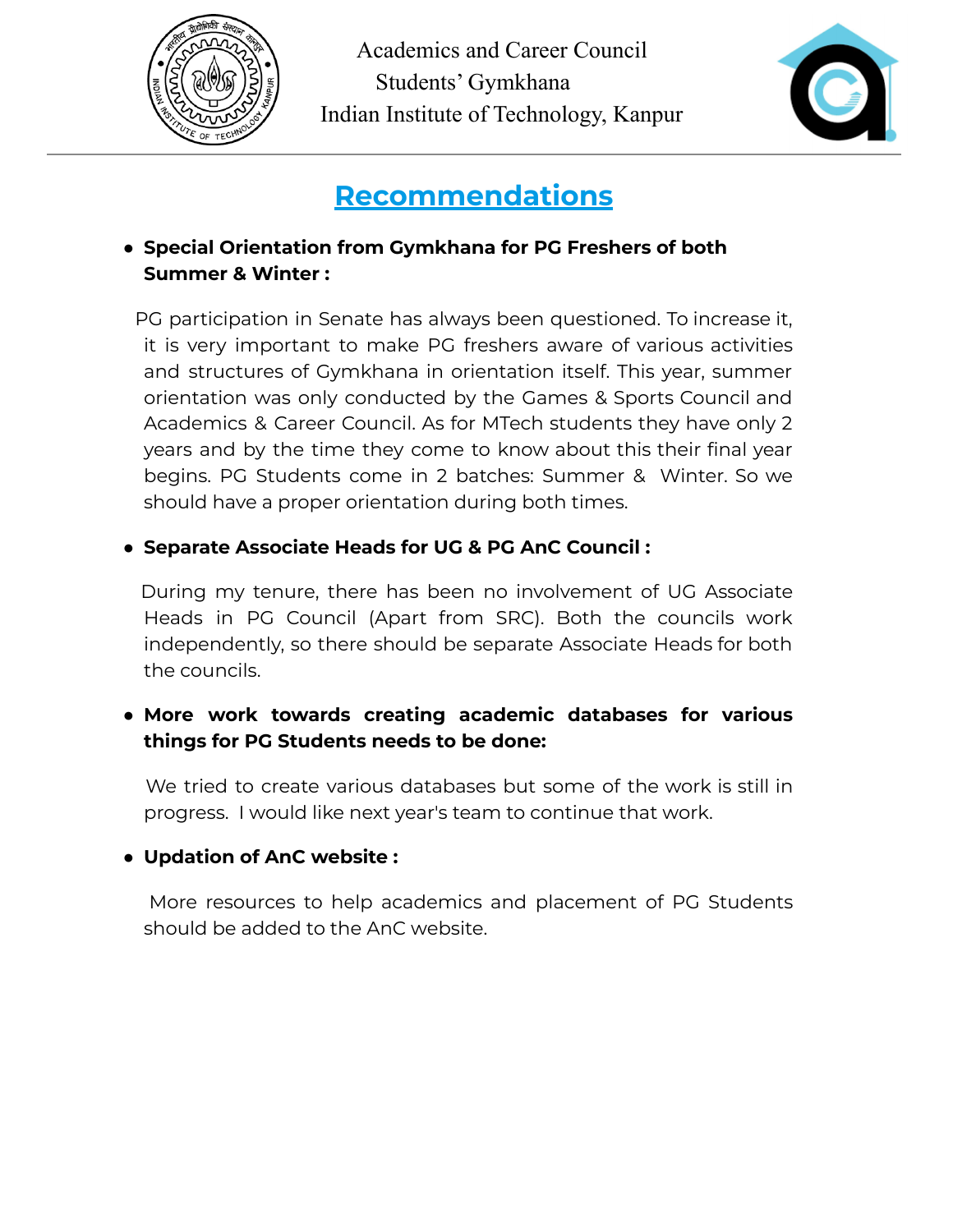Academics and Career Council
Students' Gymkhana
Indian Institute of Technology, Kanpur

# Recommendations

- **Special Orientation from Gymkhana for PG Freshers of both Summer & Winter :**

  PG participation in Senate has always been questioned. To increase it, it is very important to make PG freshers aware of various activities and structures of Gymkhana in orientation itself. This year, summer orientation was only conducted by the Games & Sports Council and Academics & Career Council. As for MTech students they have only 2 years and by the time they come to know about this their final year begins. PG Students come in 2 batches: Summer & Winter. So we should have a proper orientation during both times.

- **Separate Associate Heads for UG & PG AnC Council :**

  During my tenure, there has been no involvement of UG Associate Heads in PG Council (Apart from SRC). Both the councils work independently, so there should be separate Associate Heads for both the councils.

- **More work towards creating academic databases for various things for PG Students needs to be done:**

  We tried to create various databases but some of the work is still in progress. I would like next year's team to continue that work.

- **Updation of AnC website :**

  More resources to help academics and placement of PG Students should be added to the AnC website.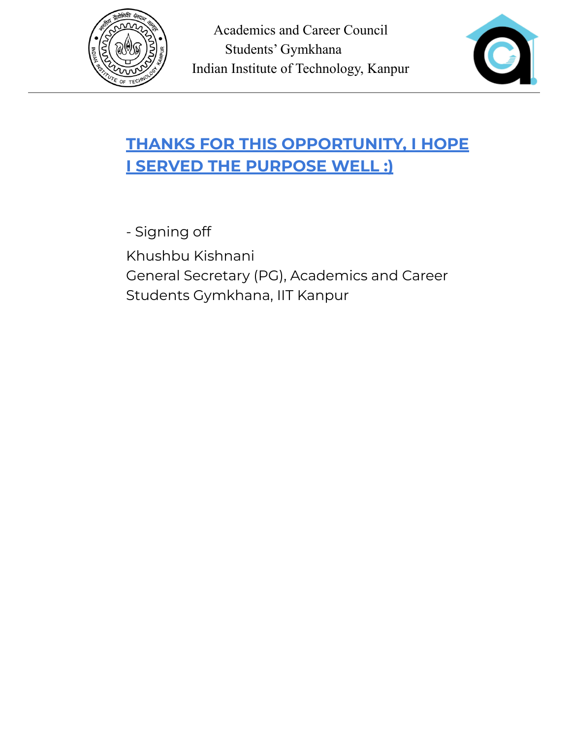Academics and Career Council
Students' Gymkhana
Indian Institute of Technology, Kanpur

## THANKS FOR THIS OPPORTUNITY, I HOPE I SERVED THE PURPOSE WELL :)

- Signing off

Khushbu Kishnani
General Secretary (PG), Academics and Career
Students Gymkhana, IIT Kanpur